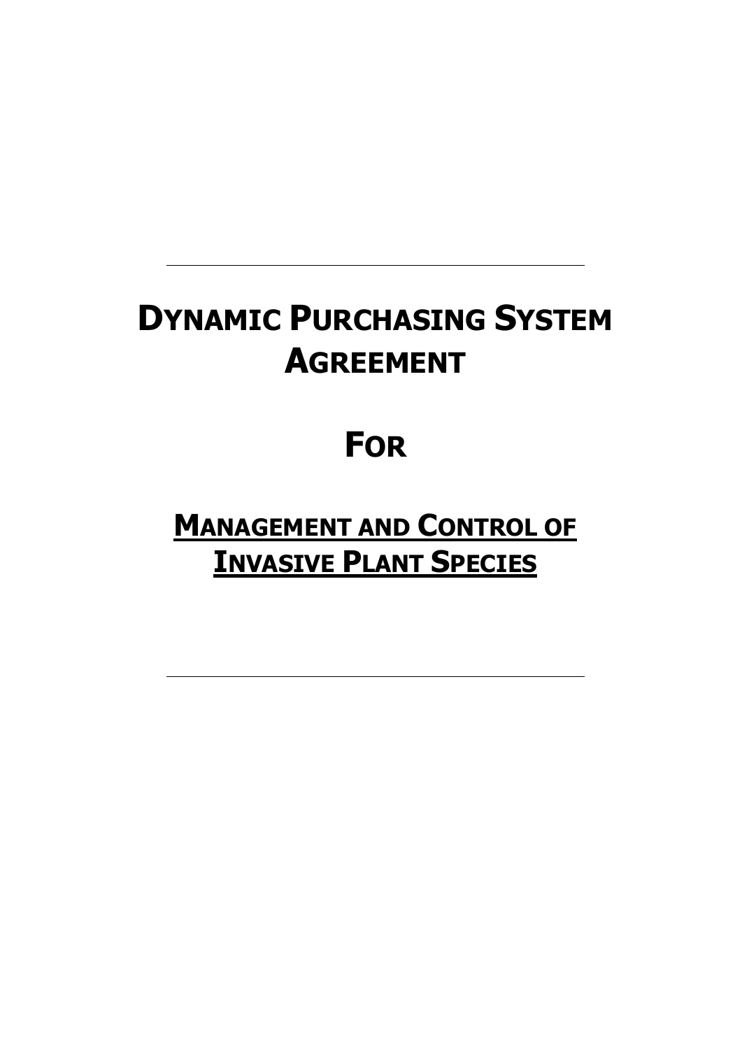---

# DYNAMIC PURCHASING SYSTEM AGREEMENT

# FOR

# MANAGEMENT AND CONTROL OF INVASIVE PLANT SPECIES

---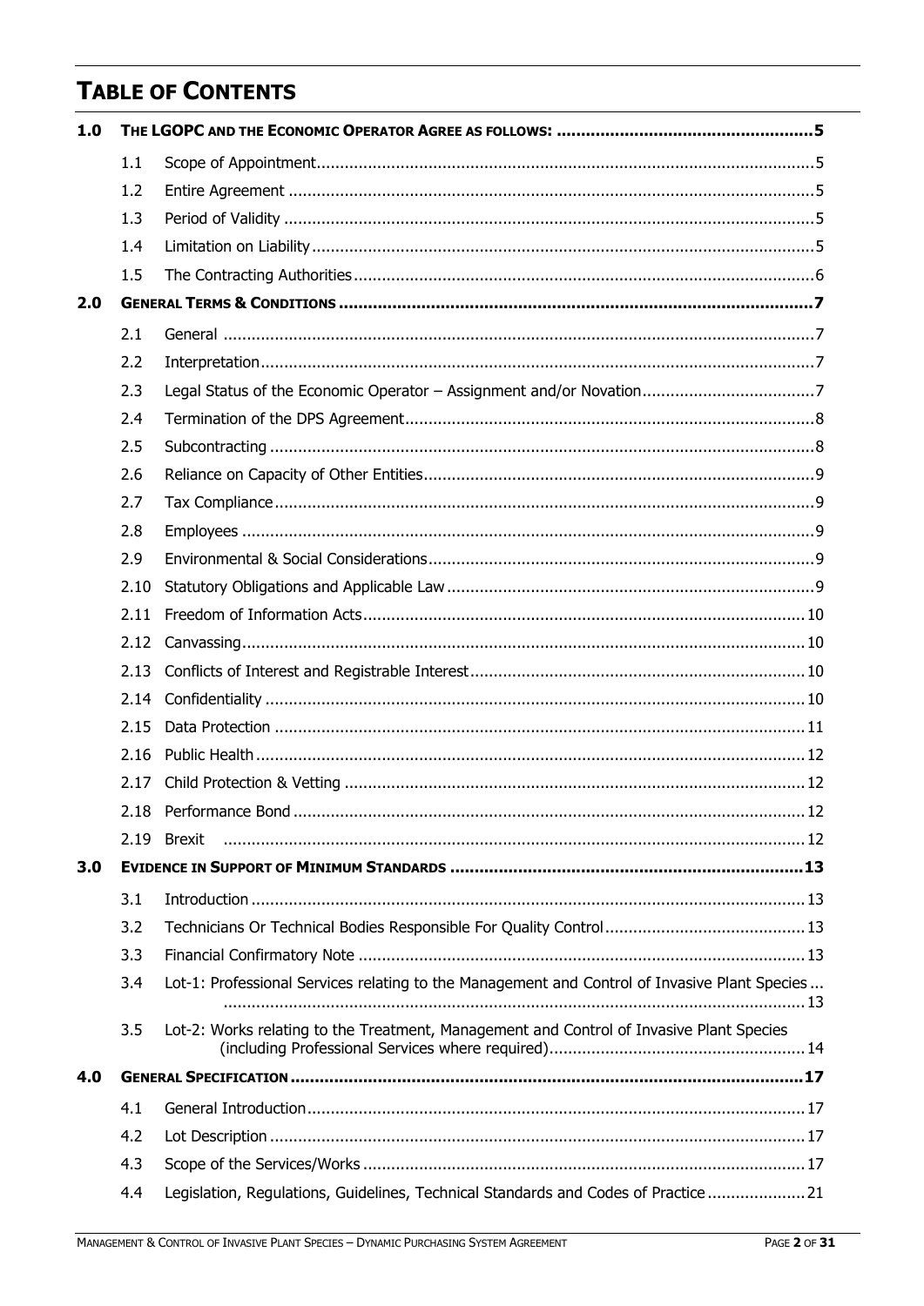# Table of Contents

| | | | |
|---|---|---|---|
| **1.0** | **The LGOPC and the Economic Operator Agree as follows:** | | **5** |
| | 1.1 | Scope of Appointment | 5 |
| | 1.2 | Entire Agreement | 5 |
| | 1.3 | Period of Validity | 5 |
| | 1.4 | Limitation on Liability | 5 |
| | 1.5 | The Contracting Authorities | 6 |
| **2.0** | **General Terms & Conditions** | | **7** |
| | 2.1 | General | 7 |
| | 2.2 | Interpretation | 7 |
| | 2.3 | Legal Status of the Economic Operator – Assignment and/or Novation | 7 |
| | 2.4 | Termination of the DPS Agreement | 8 |
| | 2.5 | Subcontracting | 8 |
| | 2.6 | Reliance on Capacity of Other Entities | 9 |
| | 2.7 | Tax Compliance | 9 |
| | 2.8 | Employees | 9 |
| | 2.9 | Environmental & Social Considerations | 9 |
| | 2.10 | Statutory Obligations and Applicable Law | 9 |
| | 2.11 | Freedom of Information Acts | 10 |
| | 2.12 | Canvassing | 10 |
| | 2.13 | Conflicts of Interest and Registrable Interest | 10 |
| | 2.14 | Confidentiality | 10 |
| | 2.15 | Data Protection | 11 |
| | 2.16 | Public Health | 12 |
| | 2.17 | Child Protection & Vetting | 12 |
| | 2.18 | Performance Bond | 12 |
| | 2.19 | Brexit | 12 |
| **3.0** | **Evidence in Support of Minimum Standards** | | **13** |
| | 3.1 | Introduction | 13 |
| | 3.2 | Technicians Or Technical Bodies Responsible For Quality Control | 13 |
| | 3.3 | Financial Confirmatory Note | 13 |
| | 3.4 | Lot-1: Professional Services relating to the Management and Control of Invasive Plant Species | 13 |
| | 3.5 | Lot-2: Works relating to the Treatment, Management and Control of Invasive Plant Species (including Professional Services where required) | 14 |
| **4.0** | **General Specification** | | **17** |
| | 4.1 | General Introduction | 17 |
| | 4.2 | Lot Description | 17 |
| | 4.3 | Scope of the Services/Works | 17 |
| | 4.4 | Legislation, Regulations, Guidelines, Technical Standards and Codes of Practice | 21 |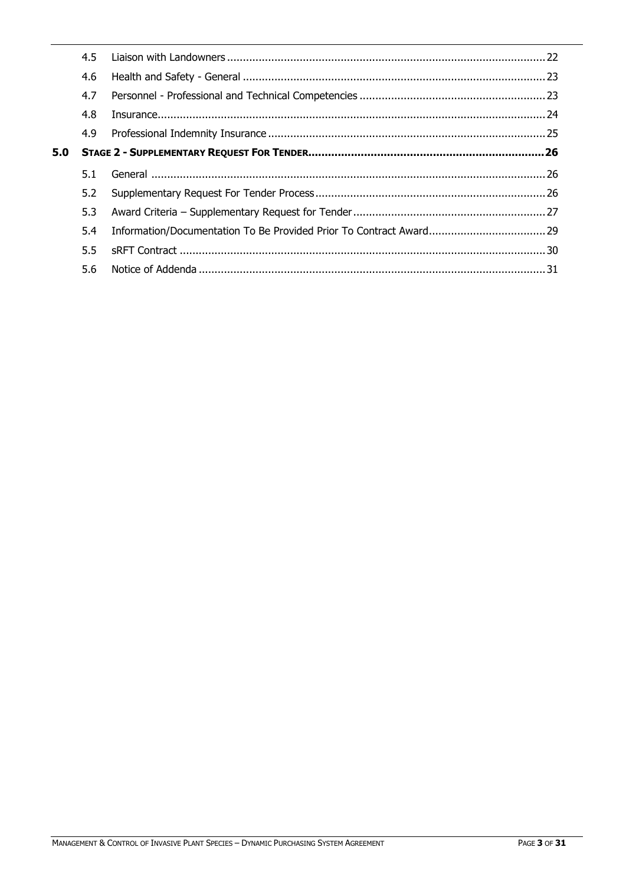| | | | |
|---|---|---|---|
| | 4.5 | Liaison with Landowners | 22 |
| | 4.6 | Health and Safety - General | 23 |
| | 4.7 | Personnel - Professional and Technical Competencies | 23 |
| | 4.8 | Insurance | 24 |
| | 4.9 | Professional Indemnity Insurance | 25 |
| **5.0** | **STAGE 2 - SUPPLEMENTARY REQUEST FOR TENDER** | | **26** |
| | 5.1 | General | 26 |
| | 5.2 | Supplementary Request For Tender Process | 26 |
| | 5.3 | Award Criteria – Supplementary Request for Tender | 27 |
| | 5.4 | Information/Documentation To Be Provided Prior To Contract Award | 29 |
| | 5.5 | sRFT Contract | 30 |
| | 5.6 | Notice of Addenda | 31 |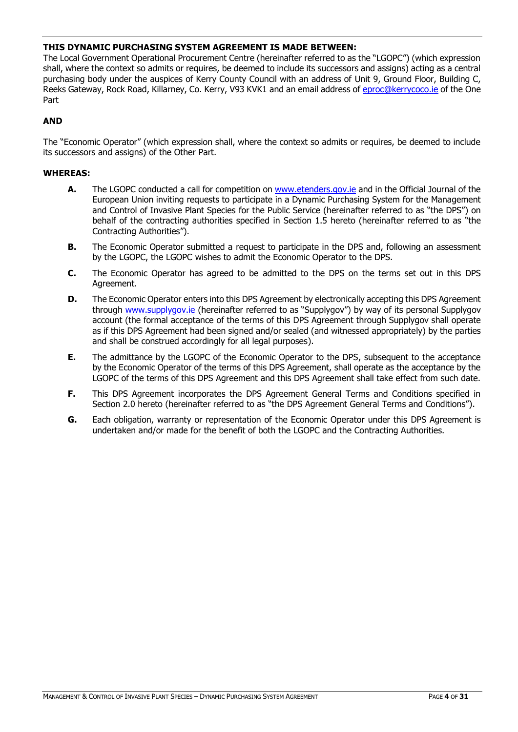**THIS DYNAMIC PURCHASING SYSTEM AGREEMENT IS MADE BETWEEN:**

The Local Government Operational Procurement Centre (hereinafter referred to as the "LGOPC") (which expression shall, where the context so admits or requires, be deemed to include its successors and assigns) acting as a central purchasing body under the auspices of Kerry County Council with an address of Unit 9, Ground Floor, Building C, Reeks Gateway, Rock Road, Killarney, Co. Kerry, V93 KVK1 and an email address of eproc@kerrycoco.ie of the One Part

**AND**

The "Economic Operator" (which expression shall, where the context so admits or requires, be deemed to include its successors and assigns) of the Other Part.

**WHEREAS:**

**A.** The LGOPC conducted a call for competition on www.etenders.gov.ie and in the Official Journal of the European Union inviting requests to participate in a Dynamic Purchasing System for the Management and Control of Invasive Plant Species for the Public Service (hereinafter referred to as "the DPS") on behalf of the contracting authorities specified in Section 1.5 hereto (hereinafter referred to as "the Contracting Authorities").

**B.** The Economic Operator submitted a request to participate in the DPS and, following an assessment by the LGOPC, the LGOPC wishes to admit the Economic Operator to the DPS.

**C.** The Economic Operator has agreed to be admitted to the DPS on the terms set out in this DPS Agreement.

**D.** The Economic Operator enters into this DPS Agreement by electronically accepting this DPS Agreement through www.supplygov.ie (hereinafter referred to as "Supplygov") by way of its personal Supplygov account (the formal acceptance of the terms of this DPS Agreement through Supplygov shall operate as if this DPS Agreement had been signed and/or sealed (and witnessed appropriately) by the parties and shall be construed accordingly for all legal purposes).

**E.** The admittance by the LGOPC of the Economic Operator to the DPS, subsequent to the acceptance by the Economic Operator of the terms of this DPS Agreement, shall operate as the acceptance by the LGOPC of the terms of this DPS Agreement and this DPS Agreement shall take effect from such date.

**F.** This DPS Agreement incorporates the DPS Agreement General Terms and Conditions specified in Section 2.0 hereto (hereinafter referred to as "the DPS Agreement General Terms and Conditions").

**G.** Each obligation, warranty or representation of the Economic Operator under this DPS Agreement is undertaken and/or made for the benefit of both the LGOPC and the Contracting Authorities.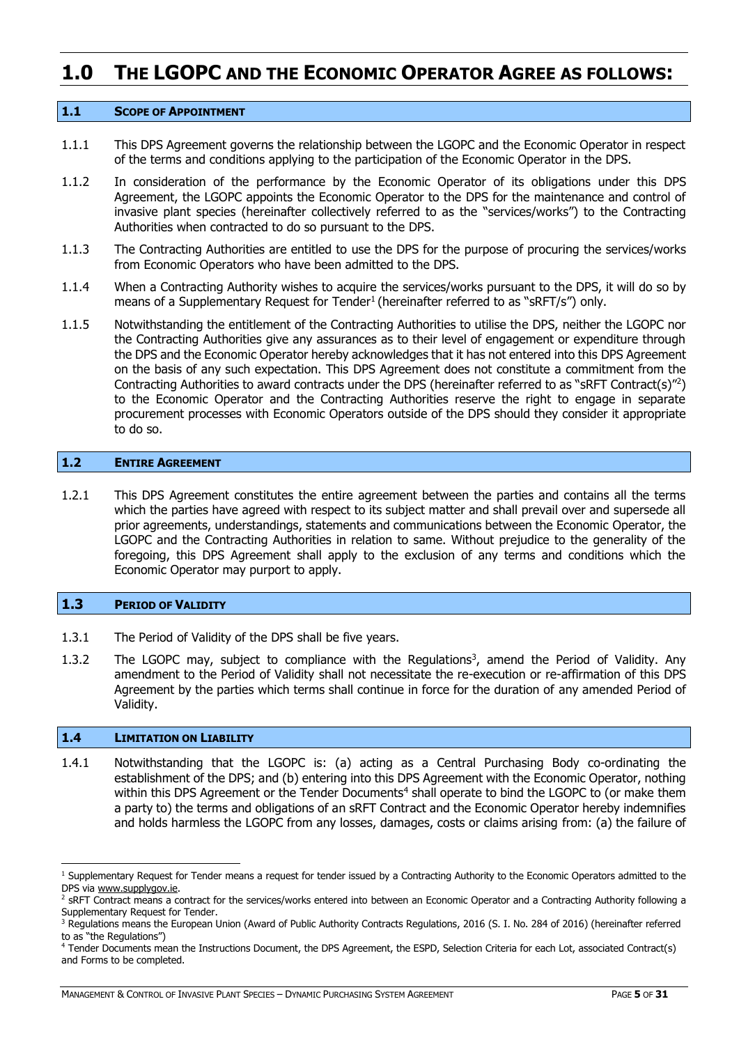# 1.0 The LGOPC and the Economic Operator Agree as Follows:

## 1.1 Scope of Appointment

1.1.1 This DPS Agreement governs the relationship between the LGOPC and the Economic Operator in respect of the terms and conditions applying to the participation of the Economic Operator in the DPS.

1.1.2 In consideration of the performance by the Economic Operator of its obligations under this DPS Agreement, the LGOPC appoints the Economic Operator to the DPS for the maintenance and control of invasive plant species (hereinafter collectively referred to as the "services/works") to the Contracting Authorities when contracted to do so pursuant to the DPS.

1.1.3 The Contracting Authorities are entitled to use the DPS for the purpose of procuring the services/works from Economic Operators who have been admitted to the DPS.

1.1.4 When a Contracting Authority wishes to acquire the services/works pursuant to the DPS, it will do so by means of a Supplementary Request for Tender[1] (hereinafter referred to as "sRFT/s") only.

1.1.5 Notwithstanding the entitlement of the Contracting Authorities to utilise the DPS, neither the LGOPC nor the Contracting Authorities give any assurances as to their level of engagement or expenditure through the DPS and the Economic Operator hereby acknowledges that it has not entered into this DPS Agreement on the basis of any such expectation. This DPS Agreement does not constitute a commitment from the Contracting Authorities to award contracts under the DPS (hereinafter referred to as "sRFT Contract(s)"[2]) to the Economic Operator and the Contracting Authorities reserve the right to engage in separate procurement processes with Economic Operators outside of the DPS should they consider it appropriate to do so.

## 1.2 Entire Agreement

1.2.1 This DPS Agreement constitutes the entire agreement between the parties and contains all the terms which the parties have agreed with respect to its subject matter and shall prevail over and supersede all prior agreements, understandings, statements and communications between the Economic Operator, the LGOPC and the Contracting Authorities in relation to same. Without prejudice to the generality of the foregoing, this DPS Agreement shall apply to the exclusion of any terms and conditions which the Economic Operator may purport to apply.

## 1.3 Period of Validity

1.3.1 The Period of Validity of the DPS shall be five years.

1.3.2 The LGOPC may, subject to compliance with the Regulations[3], amend the Period of Validity. Any amendment to the Period of Validity shall not necessitate the re-execution or re-affirmation of this DPS Agreement by the parties which terms shall continue in force for the duration of any amended Period of Validity.

## 1.4 Limitation on Liability

1.4.1 Notwithstanding that the LGOPC is: (a) acting as a Central Purchasing Body co-ordinating the establishment of the DPS; and (b) entering into this DPS Agreement with the Economic Operator, nothing within this DPS Agreement or the Tender Documents[4] shall operate to bind the LGOPC to (or make them a party to) the terms and obligations of an sRFT Contract and the Economic Operator hereby indemnifies and holds harmless the LGOPC from any losses, damages, costs or claims arising from: (a) the failure of

---

[1] Supplementary Request for Tender means a request for tender issued by a Contracting Authority to the Economic Operators admitted to the DPS via www.supplygov.ie.

[2] sRFT Contract means a contract for the services/works entered into between an Economic Operator and a Contracting Authority following a Supplementary Request for Tender.

[3] Regulations means the European Union (Award of Public Authority Contracts Regulations, 2016 (S. I. No. 284 of 2016) (hereinafter referred to as "the Regulations")

[4] Tender Documents mean the Instructions Document, the DPS Agreement, the ESPD, Selection Criteria for each Lot, associated Contract(s) and Forms to be completed.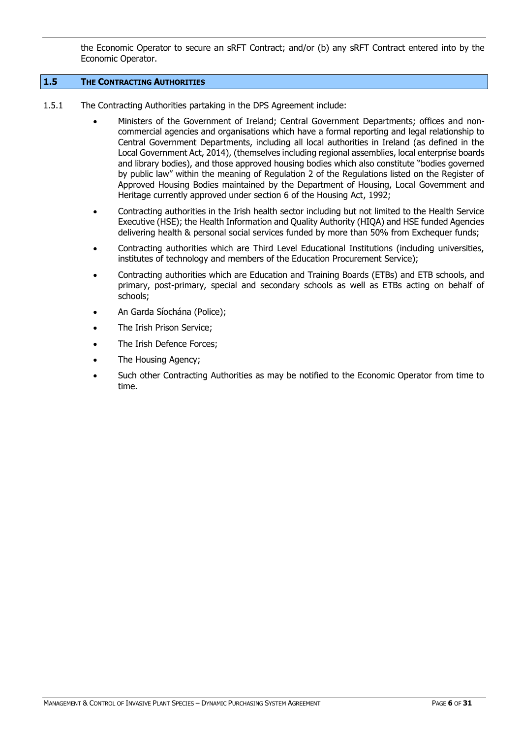the Economic Operator to secure an sRFT Contract; and/or (b) any sRFT Contract entered into by the Economic Operator.

## 1.5 THE CONTRACTING AUTHORITIES

1.5.1 The Contracting Authorities partaking in the DPS Agreement include:

- Ministers of the Government of Ireland; Central Government Departments; offices and non-commercial agencies and organisations which have a formal reporting and legal relationship to Central Government Departments, including all local authorities in Ireland (as defined in the Local Government Act, 2014), (themselves including regional assemblies, local enterprise boards and library bodies), and those approved housing bodies which also constitute "bodies governed by public law" within the meaning of Regulation 2 of the Regulations listed on the Register of Approved Housing Bodies maintained by the Department of Housing, Local Government and Heritage currently approved under section 6 of the Housing Act, 1992;
- Contracting authorities in the Irish health sector including but not limited to the Health Service Executive (HSE); the Health Information and Quality Authority (HIQA) and HSE funded Agencies delivering health & personal social services funded by more than 50% from Exchequer funds;
- Contracting authorities which are Third Level Educational Institutions (including universities, institutes of technology and members of the Education Procurement Service);
- Contracting authorities which are Education and Training Boards (ETBs) and ETB schools, and primary, post-primary, special and secondary schools as well as ETBs acting on behalf of schools;
- An Garda Síochána (Police);
- The Irish Prison Service;
- The Irish Defence Forces;
- The Housing Agency;
- Such other Contracting Authorities as may be notified to the Economic Operator from time to time.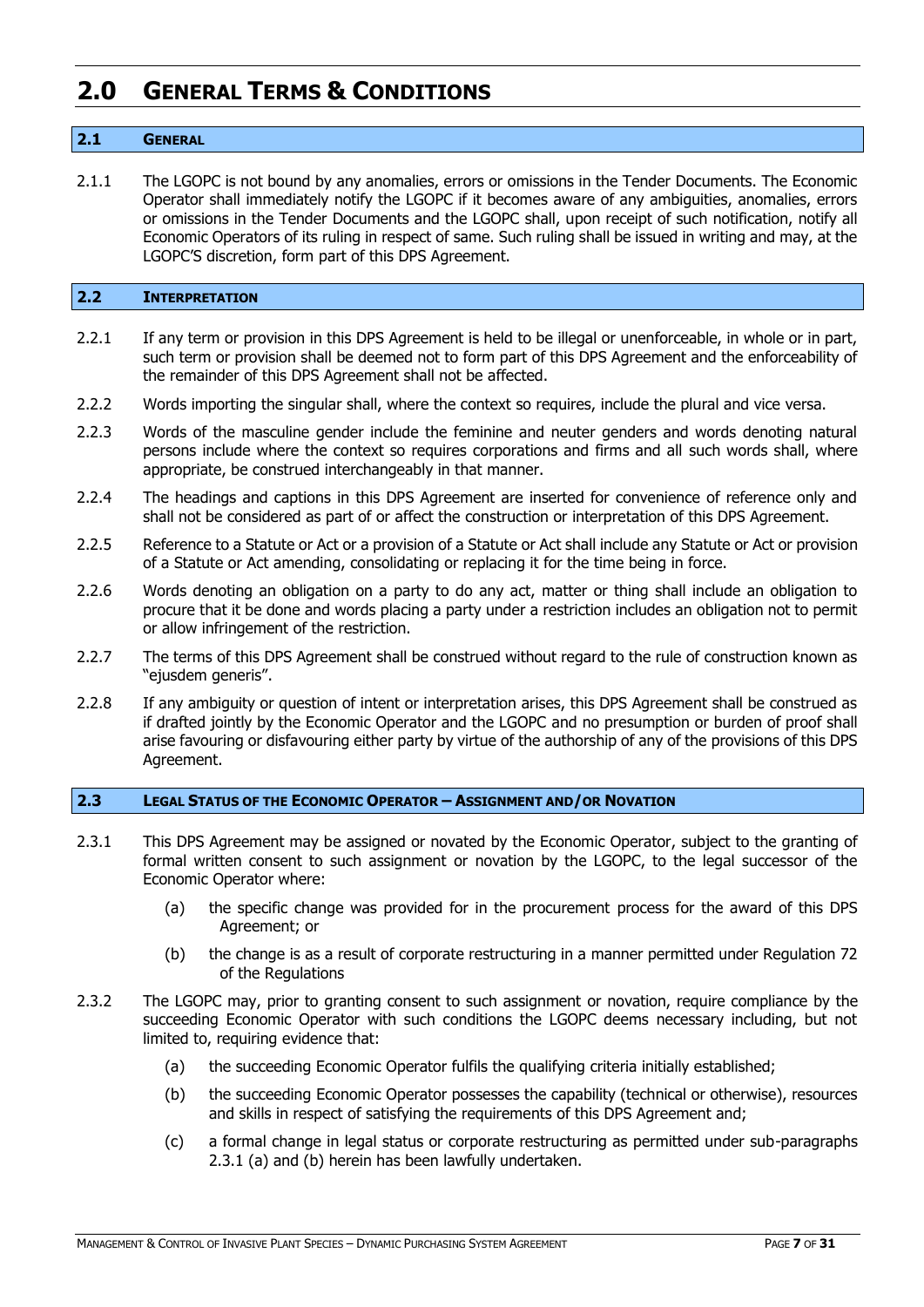# 2.0 General Terms & Conditions

## 2.1 General

2.1.1 The LGOPC is not bound by any anomalies, errors or omissions in the Tender Documents. The Economic Operator shall immediately notify the LGOPC if it becomes aware of any ambiguities, anomalies, errors or omissions in the Tender Documents and the LGOPC shall, upon receipt of such notification, notify all Economic Operators of its ruling in respect of same. Such ruling shall be issued in writing and may, at the LGOPC'S discretion, form part of this DPS Agreement.

## 2.2 Interpretation

2.2.1 If any term or provision in this DPS Agreement is held to be illegal or unenforceable, in whole or in part, such term or provision shall be deemed not to form part of this DPS Agreement and the enforceability of the remainder of this DPS Agreement shall not be affected.

2.2.2 Words importing the singular shall, where the context so requires, include the plural and vice versa.

2.2.3 Words of the masculine gender include the feminine and neuter genders and words denoting natural persons include where the context so requires corporations and firms and all such words shall, where appropriate, be construed interchangeably in that manner.

2.2.4 The headings and captions in this DPS Agreement are inserted for convenience of reference only and shall not be considered as part of or affect the construction or interpretation of this DPS Agreement.

2.2.5 Reference to a Statute or Act or a provision of a Statute or Act shall include any Statute or Act or provision of a Statute or Act amending, consolidating or replacing it for the time being in force.

2.2.6 Words denoting an obligation on a party to do any act, matter or thing shall include an obligation to procure that it be done and words placing a party under a restriction includes an obligation not to permit or allow infringement of the restriction.

2.2.7 The terms of this DPS Agreement shall be construed without regard to the rule of construction known as "ejusdem generis".

2.2.8 If any ambiguity or question of intent or interpretation arises, this DPS Agreement shall be construed as if drafted jointly by the Economic Operator and the LGOPC and no presumption or burden of proof shall arise favouring or disfavouring either party by virtue of the authorship of any of the provisions of this DPS Agreement.

## 2.3 Legal Status of the Economic Operator – Assignment and/or Novation

2.3.1 This DPS Agreement may be assigned or novated by the Economic Operator, subject to the granting of formal written consent to such assignment or novation by the LGOPC, to the legal successor of the Economic Operator where:

(a) the specific change was provided for in the procurement process for the award of this DPS Agreement; or

(b) the change is as a result of corporate restructuring in a manner permitted under Regulation 72 of the Regulations

2.3.2 The LGOPC may, prior to granting consent to such assignment or novation, require compliance by the succeeding Economic Operator with such conditions the LGOPC deems necessary including, but not limited to, requiring evidence that:

(a) the succeeding Economic Operator fulfils the qualifying criteria initially established;

(b) the succeeding Economic Operator possesses the capability (technical or otherwise), resources and skills in respect of satisfying the requirements of this DPS Agreement and;

(c) a formal change in legal status or corporate restructuring as permitted under sub-paragraphs 2.3.1 (a) and (b) herein has been lawfully undertaken.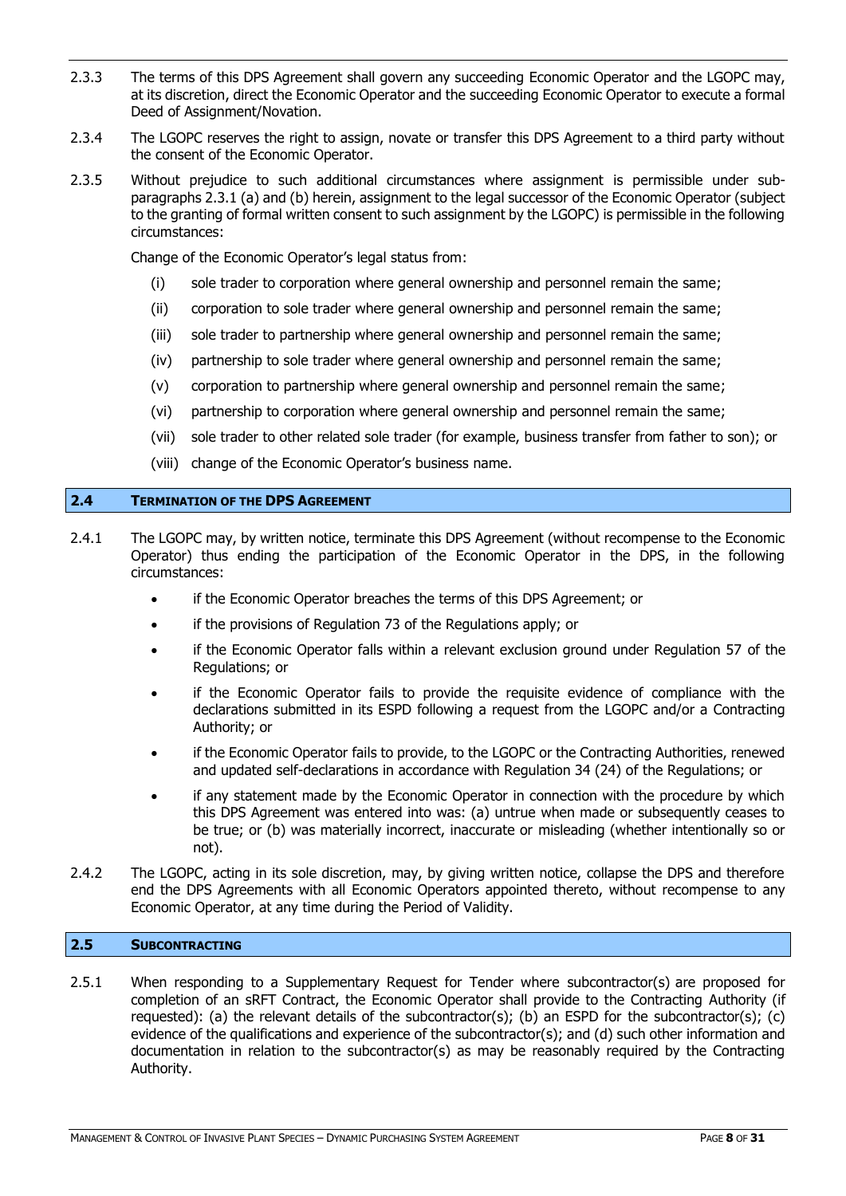2.3.3 The terms of this DPS Agreement shall govern any succeeding Economic Operator and the LGOPC may, at its discretion, direct the Economic Operator and the succeeding Economic Operator to execute a formal Deed of Assignment/Novation.

2.3.4 The LGOPC reserves the right to assign, novate or transfer this DPS Agreement to a third party without the consent of the Economic Operator.

2.3.5 Without prejudice to such additional circumstances where assignment is permissible under sub-paragraphs 2.3.1 (a) and (b) herein, assignment to the legal successor of the Economic Operator (subject to the granting of formal written consent to such assignment by the LGOPC) is permissible in the following circumstances:

Change of the Economic Operator's legal status from:

(i) sole trader to corporation where general ownership and personnel remain the same;

(ii) corporation to sole trader where general ownership and personnel remain the same;

(iii) sole trader to partnership where general ownership and personnel remain the same;

(iv) partnership to sole trader where general ownership and personnel remain the same;

(v) corporation to partnership where general ownership and personnel remain the same;

(vi) partnership to corporation where general ownership and personnel remain the same;

(vii) sole trader to other related sole trader (for example, business transfer from father to son); or

(viii) change of the Economic Operator's business name.

## 2.4 TERMINATION OF THE DPS AGREEMENT

2.4.1 The LGOPC may, by written notice, terminate this DPS Agreement (without recompense to the Economic Operator) thus ending the participation of the Economic Operator in the DPS, in the following circumstances:

- if the Economic Operator breaches the terms of this DPS Agreement; or
- if the provisions of Regulation 73 of the Regulations apply; or
- if the Economic Operator falls within a relevant exclusion ground under Regulation 57 of the Regulations; or
- if the Economic Operator fails to provide the requisite evidence of compliance with the declarations submitted in its ESPD following a request from the LGOPC and/or a Contracting Authority; or
- if the Economic Operator fails to provide, to the LGOPC or the Contracting Authorities, renewed and updated self-declarations in accordance with Regulation 34 (24) of the Regulations; or
- if any statement made by the Economic Operator in connection with the procedure by which this DPS Agreement was entered into was: (a) untrue when made or subsequently ceases to be true; or (b) was materially incorrect, inaccurate or misleading (whether intentionally so or not).

2.4.2 The LGOPC, acting in its sole discretion, may, by giving written notice, collapse the DPS and therefore end the DPS Agreements with all Economic Operators appointed thereto, without recompense to any Economic Operator, at any time during the Period of Validity.

## 2.5 SUBCONTRACTING

2.5.1 When responding to a Supplementary Request for Tender where subcontractor(s) are proposed for completion of an sRFT Contract, the Economic Operator shall provide to the Contracting Authority (if requested): (a) the relevant details of the subcontractor(s); (b) an ESPD for the subcontractor(s); (c) evidence of the qualifications and experience of the subcontractor(s); and (d) such other information and documentation in relation to the subcontractor(s) as may be reasonably required by the Contracting Authority.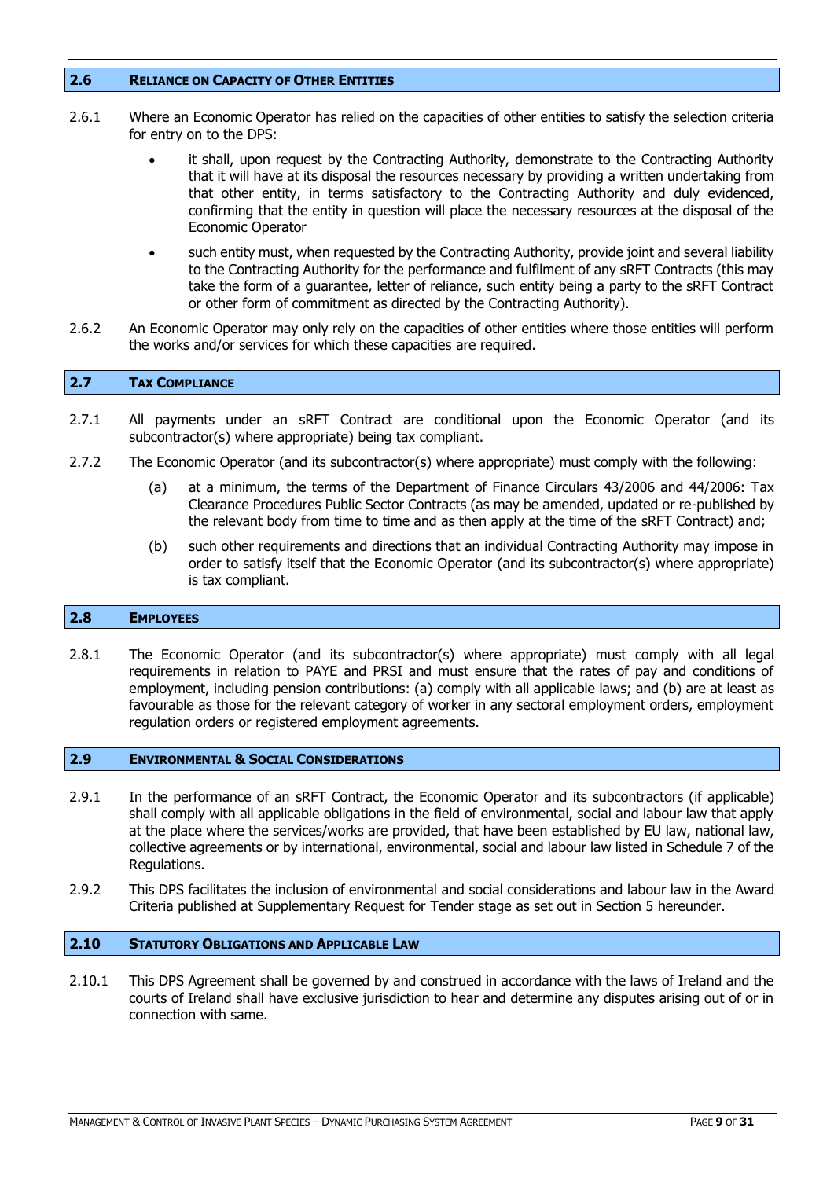## 2.6 Reliance on Capacity of Other Entities

2.6.1 Where an Economic Operator has relied on the capacities of other entities to satisfy the selection criteria for entry on to the DPS:

- it shall, upon request by the Contracting Authority, demonstrate to the Contracting Authority that it will have at its disposal the resources necessary by providing a written undertaking from that other entity, in terms satisfactory to the Contracting Authority and duly evidenced, confirming that the entity in question will place the necessary resources at the disposal of the Economic Operator
- such entity must, when requested by the Contracting Authority, provide joint and several liability to the Contracting Authority for the performance and fulfilment of any sRFT Contracts (this may take the form of a guarantee, letter of reliance, such entity being a party to the sRFT Contract or other form of commitment as directed by the Contracting Authority).

2.6.2 An Economic Operator may only rely on the capacities of other entities where those entities will perform the works and/or services for which these capacities are required.

## 2.7 Tax Compliance

2.7.1 All payments under an sRFT Contract are conditional upon the Economic Operator (and its subcontractor(s) where appropriate) being tax compliant.

2.7.2 The Economic Operator (and its subcontractor(s) where appropriate) must comply with the following:

(a) at a minimum, the terms of the Department of Finance Circulars 43/2006 and 44/2006: Tax Clearance Procedures Public Sector Contracts (as may be amended, updated or re-published by the relevant body from time to time and as then apply at the time of the sRFT Contract) and;

(b) such other requirements and directions that an individual Contracting Authority may impose in order to satisfy itself that the Economic Operator (and its subcontractor(s) where appropriate) is tax compliant.

## 2.8 Employees

2.8.1 The Economic Operator (and its subcontractor(s) where appropriate) must comply with all legal requirements in relation to PAYE and PRSI and must ensure that the rates of pay and conditions of employment, including pension contributions: (a) comply with all applicable laws; and (b) are at least as favourable as those for the relevant category of worker in any sectoral employment orders, employment regulation orders or registered employment agreements.

## 2.9 Environmental & Social Considerations

2.9.1 In the performance of an sRFT Contract, the Economic Operator and its subcontractors (if applicable) shall comply with all applicable obligations in the field of environmental, social and labour law that apply at the place where the services/works are provided, that have been established by EU law, national law, collective agreements or by international, environmental, social and labour law listed in Schedule 7 of the Regulations.

2.9.2 This DPS facilitates the inclusion of environmental and social considerations and labour law in the Award Criteria published at Supplementary Request for Tender stage as set out in Section 5 hereunder.

## 2.10 Statutory Obligations and Applicable Law

2.10.1 This DPS Agreement shall be governed by and construed in accordance with the laws of Ireland and the courts of Ireland shall have exclusive jurisdiction to hear and determine any disputes arising out of or in connection with same.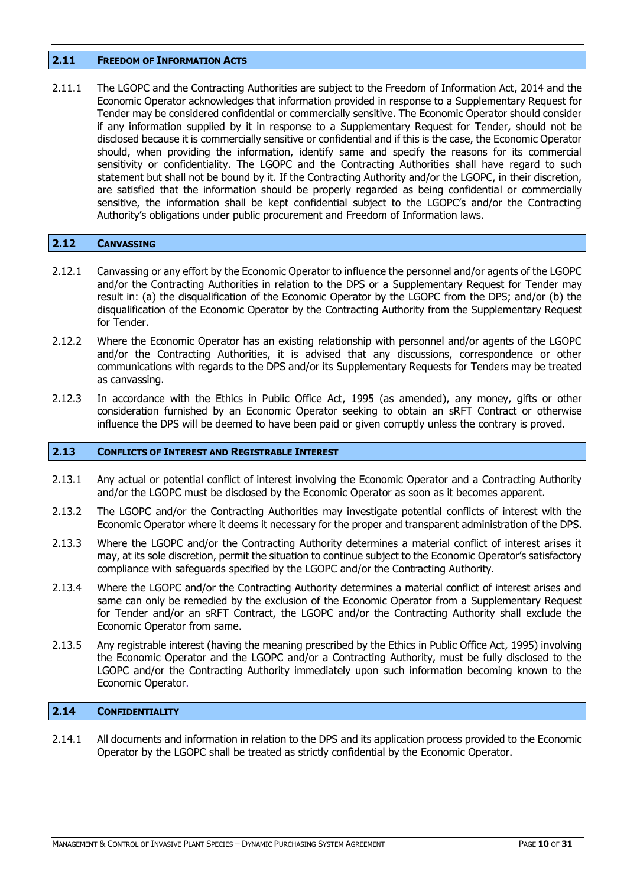## 2.11 FREEDOM OF INFORMATION ACTS

2.11.1 The LGOPC and the Contracting Authorities are subject to the Freedom of Information Act, 2014 and the Economic Operator acknowledges that information provided in response to a Supplementary Request for Tender may be considered confidential or commercially sensitive. The Economic Operator should consider if any information supplied by it in response to a Supplementary Request for Tender, should not be disclosed because it is commercially sensitive or confidential and if this is the case, the Economic Operator should, when providing the information, identify same and specify the reasons for its commercial sensitivity or confidentiality. The LGOPC and the Contracting Authorities shall have regard to such statement but shall not be bound by it. If the Contracting Authority and/or the LGOPC, in their discretion, are satisfied that the information should be properly regarded as being confidential or commercially sensitive, the information shall be kept confidential subject to the LGOPC's and/or the Contracting Authority's obligations under public procurement and Freedom of Information laws.

## 2.12 CANVASSING

2.12.1 Canvassing or any effort by the Economic Operator to influence the personnel and/or agents of the LGOPC and/or the Contracting Authorities in relation to the DPS or a Supplementary Request for Tender may result in: (a) the disqualification of the Economic Operator by the LGOPC from the DPS; and/or (b) the disqualification of the Economic Operator by the Contracting Authority from the Supplementary Request for Tender.

2.12.2 Where the Economic Operator has an existing relationship with personnel and/or agents of the LGOPC and/or the Contracting Authorities, it is advised that any discussions, correspondence or other communications with regards to the DPS and/or its Supplementary Requests for Tenders may be treated as canvassing.

2.12.3 In accordance with the Ethics in Public Office Act, 1995 (as amended), any money, gifts or other consideration furnished by an Economic Operator seeking to obtain an sRFT Contract or otherwise influence the DPS will be deemed to have been paid or given corruptly unless the contrary is proved.

## 2.13 CONFLICTS OF INTEREST AND REGISTRABLE INTEREST

2.13.1 Any actual or potential conflict of interest involving the Economic Operator and a Contracting Authority and/or the LGOPC must be disclosed by the Economic Operator as soon as it becomes apparent.

2.13.2 The LGOPC and/or the Contracting Authorities may investigate potential conflicts of interest with the Economic Operator where it deems it necessary for the proper and transparent administration of the DPS.

2.13.3 Where the LGOPC and/or the Contracting Authority determines a material conflict of interest arises it may, at its sole discretion, permit the situation to continue subject to the Economic Operator's satisfactory compliance with safeguards specified by the LGOPC and/or the Contracting Authority.

2.13.4 Where the LGOPC and/or the Contracting Authority determines a material conflict of interest arises and same can only be remedied by the exclusion of the Economic Operator from a Supplementary Request for Tender and/or an sRFT Contract, the LGOPC and/or the Contracting Authority shall exclude the Economic Operator from same.

2.13.5 Any registrable interest (having the meaning prescribed by the Ethics in Public Office Act, 1995) involving the Economic Operator and the LGOPC and/or a Contracting Authority, must be fully disclosed to the LGOPC and/or the Contracting Authority immediately upon such information becoming known to the Economic Operator.

## 2.14 CONFIDENTIALITY

2.14.1 All documents and information in relation to the DPS and its application process provided to the Economic Operator by the LGOPC shall be treated as strictly confidential by the Economic Operator.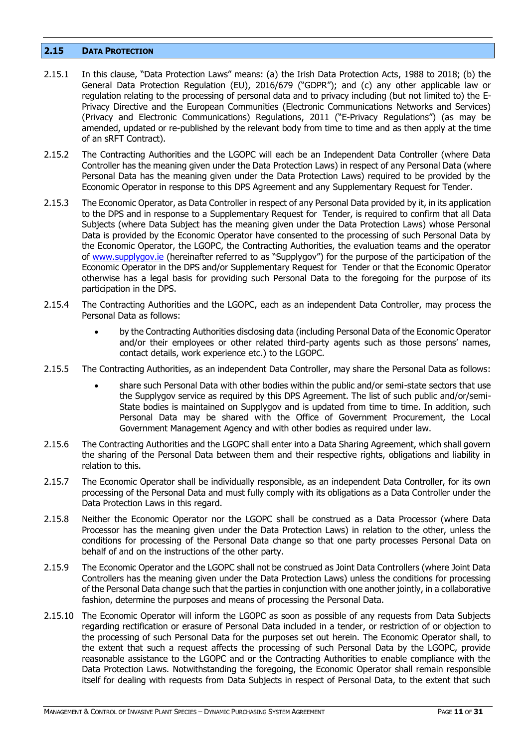## 2.15 DATA PROTECTION

2.15.1 In this clause, "Data Protection Laws" means: (a) the Irish Data Protection Acts, 1988 to 2018; (b) the General Data Protection Regulation (EU), 2016/679 ("GDPR"); and (c) any other applicable law or regulation relating to the processing of personal data and to privacy including (but not limited to) the E-Privacy Directive and the European Communities (Electronic Communications Networks and Services) (Privacy and Electronic Communications) Regulations, 2011 ("E-Privacy Regulations") (as may be amended, updated or re-published by the relevant body from time to time and as then apply at the time of an sRFT Contract).

2.15.2 The Contracting Authorities and the LGOPC will each be an Independent Data Controller (where Data Controller has the meaning given under the Data Protection Laws) in respect of any Personal Data (where Personal Data has the meaning given under the Data Protection Laws) required to be provided by the Economic Operator in response to this DPS Agreement and any Supplementary Request for Tender.

2.15.3 The Economic Operator, as Data Controller in respect of any Personal Data provided by it, in its application to the DPS and in response to a Supplementary Request for Tender, is required to confirm that all Data Subjects (where Data Subject has the meaning given under the Data Protection Laws) whose Personal Data is provided by the Economic Operator have consented to the processing of such Personal Data by the Economic Operator, the LGOPC, the Contracting Authorities, the evaluation teams and the operator of www.supplygov.ie (hereinafter referred to as "Supplygov") for the purpose of the participation of the Economic Operator in the DPS and/or Supplementary Request for Tender or that the Economic Operator otherwise has a legal basis for providing such Personal Data to the foregoing for the purpose of its participation in the DPS.

2.15.4 The Contracting Authorities and the LGOPC, each as an independent Data Controller, may process the Personal Data as follows:

- by the Contracting Authorities disclosing data (including Personal Data of the Economic Operator and/or their employees or other related third-party agents such as those persons' names, contact details, work experience etc.) to the LGOPC.

2.15.5 The Contracting Authorities, as an independent Data Controller, may share the Personal Data as follows:

- share such Personal Data with other bodies within the public and/or semi-state sectors that use the Supplygov service as required by this DPS Agreement. The list of such public and/or semi-State bodies is maintained on Supplygov and is updated from time to time. In addition, such Personal Data may be shared with the Office of Government Procurement, the Local Government Management Agency and with other bodies as required under law.

2.15.6 The Contracting Authorities and the LGOPC shall enter into a Data Sharing Agreement, which shall govern the sharing of the Personal Data between them and their respective rights, obligations and liability in relation to this.

2.15.7 The Economic Operator shall be individually responsible, as an independent Data Controller, for its own processing of the Personal Data and must fully comply with its obligations as a Data Controller under the Data Protection Laws in this regard.

2.15.8 Neither the Economic Operator nor the LGOPC shall be construed as a Data Processor (where Data Processor has the meaning given under the Data Protection Laws) in relation to the other, unless the conditions for processing of the Personal Data change so that one party processes Personal Data on behalf of and on the instructions of the other party.

2.15.9 The Economic Operator and the LGOPC shall not be construed as Joint Data Controllers (where Joint Data Controllers has the meaning given under the Data Protection Laws) unless the conditions for processing of the Personal Data change such that the parties in conjunction with one another jointly, in a collaborative fashion, determine the purposes and means of processing the Personal Data.

2.15.10 The Economic Operator will inform the LGOPC as soon as possible of any requests from Data Subjects regarding rectification or erasure of Personal Data included in a tender, or restriction of or objection to the processing of such Personal Data for the purposes set out herein. The Economic Operator shall, to the extent that such a request affects the processing of such Personal Data by the LGOPC, provide reasonable assistance to the LGOPC and or the Contracting Authorities to enable compliance with the Data Protection Laws. Notwithstanding the foregoing, the Economic Operator shall remain responsible itself for dealing with requests from Data Subjects in respect of Personal Data, to the extent that such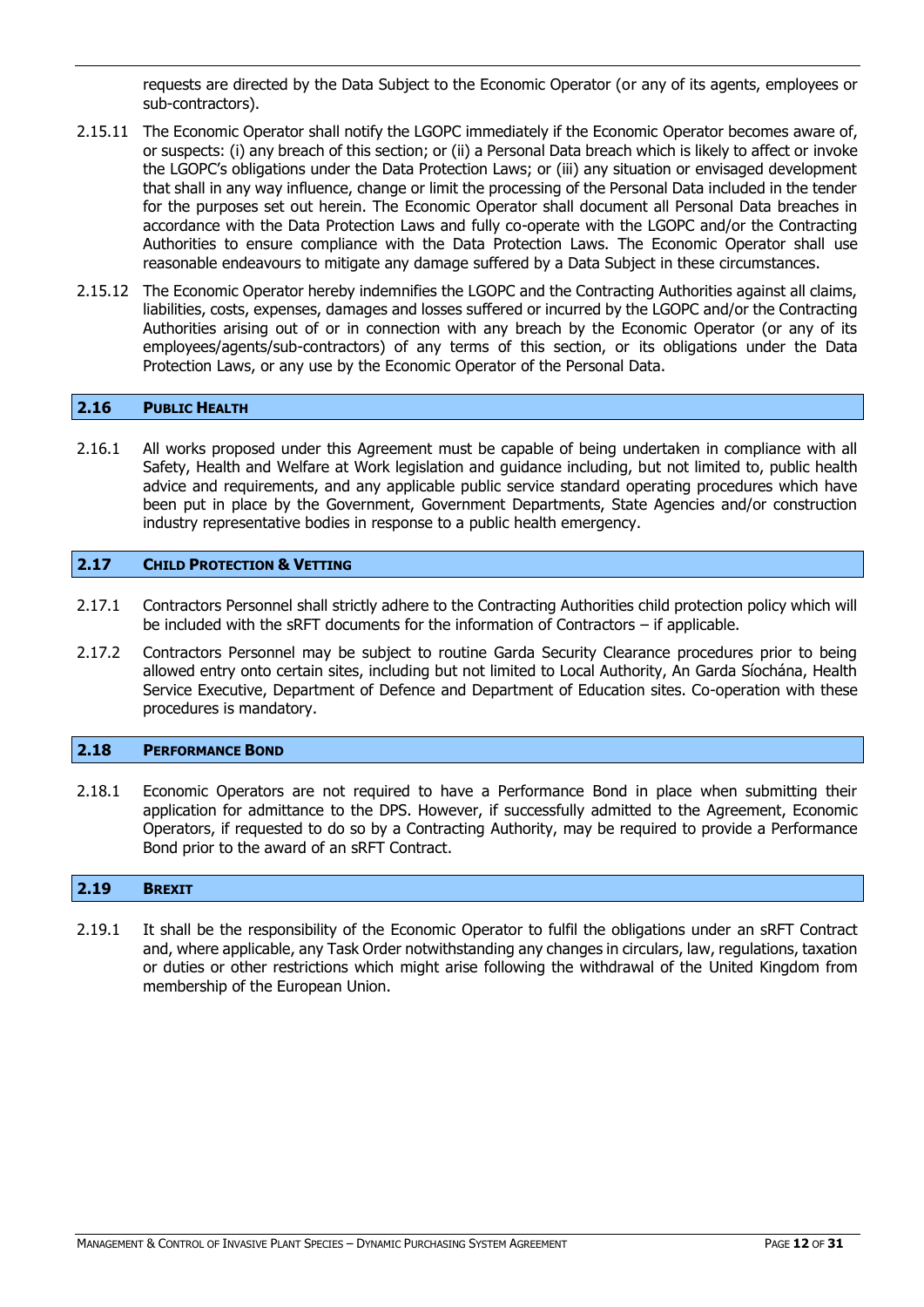requests are directed by the Data Subject to the Economic Operator (or any of its agents, employees or sub-contractors).

2.15.11 The Economic Operator shall notify the LGOPC immediately if the Economic Operator becomes aware of, or suspects: (i) any breach of this section; or (ii) a Personal Data breach which is likely to affect or invoke the LGOPC's obligations under the Data Protection Laws; or (iii) any situation or envisaged development that shall in any way influence, change or limit the processing of the Personal Data included in the tender for the purposes set out herein. The Economic Operator shall document all Personal Data breaches in accordance with the Data Protection Laws and fully co-operate with the LGOPC and/or the Contracting Authorities to ensure compliance with the Data Protection Laws. The Economic Operator shall use reasonable endeavours to mitigate any damage suffered by a Data Subject in these circumstances.

2.15.12 The Economic Operator hereby indemnifies the LGOPC and the Contracting Authorities against all claims, liabilities, costs, expenses, damages and losses suffered or incurred by the LGOPC and/or the Contracting Authorities arising out of or in connection with any breach by the Economic Operator (or any of its employees/agents/sub-contractors) of any terms of this section, or its obligations under the Data Protection Laws, or any use by the Economic Operator of the Personal Data.

## 2.16 Public Health

2.16.1 All works proposed under this Agreement must be capable of being undertaken in compliance with all Safety, Health and Welfare at Work legislation and guidance including, but not limited to, public health advice and requirements, and any applicable public service standard operating procedures which have been put in place by the Government, Government Departments, State Agencies and/or construction industry representative bodies in response to a public health emergency.

## 2.17 Child Protection & Vetting

2.17.1 Contractors Personnel shall strictly adhere to the Contracting Authorities child protection policy which will be included with the sRFT documents for the information of Contractors – if applicable.

2.17.2 Contractors Personnel may be subject to routine Garda Security Clearance procedures prior to being allowed entry onto certain sites, including but not limited to Local Authority, An Garda Síochána, Health Service Executive, Department of Defence and Department of Education sites. Co-operation with these procedures is mandatory.

## 2.18 Performance Bond

2.18.1 Economic Operators are not required to have a Performance Bond in place when submitting their application for admittance to the DPS. However, if successfully admitted to the Agreement, Economic Operators, if requested to do so by a Contracting Authority, may be required to provide a Performance Bond prior to the award of an sRFT Contract.

## 2.19 Brexit

2.19.1 It shall be the responsibility of the Economic Operator to fulfil the obligations under an sRFT Contract and, where applicable, any Task Order notwithstanding any changes in circulars, law, regulations, taxation or duties or other restrictions which might arise following the withdrawal of the United Kingdom from membership of the European Union.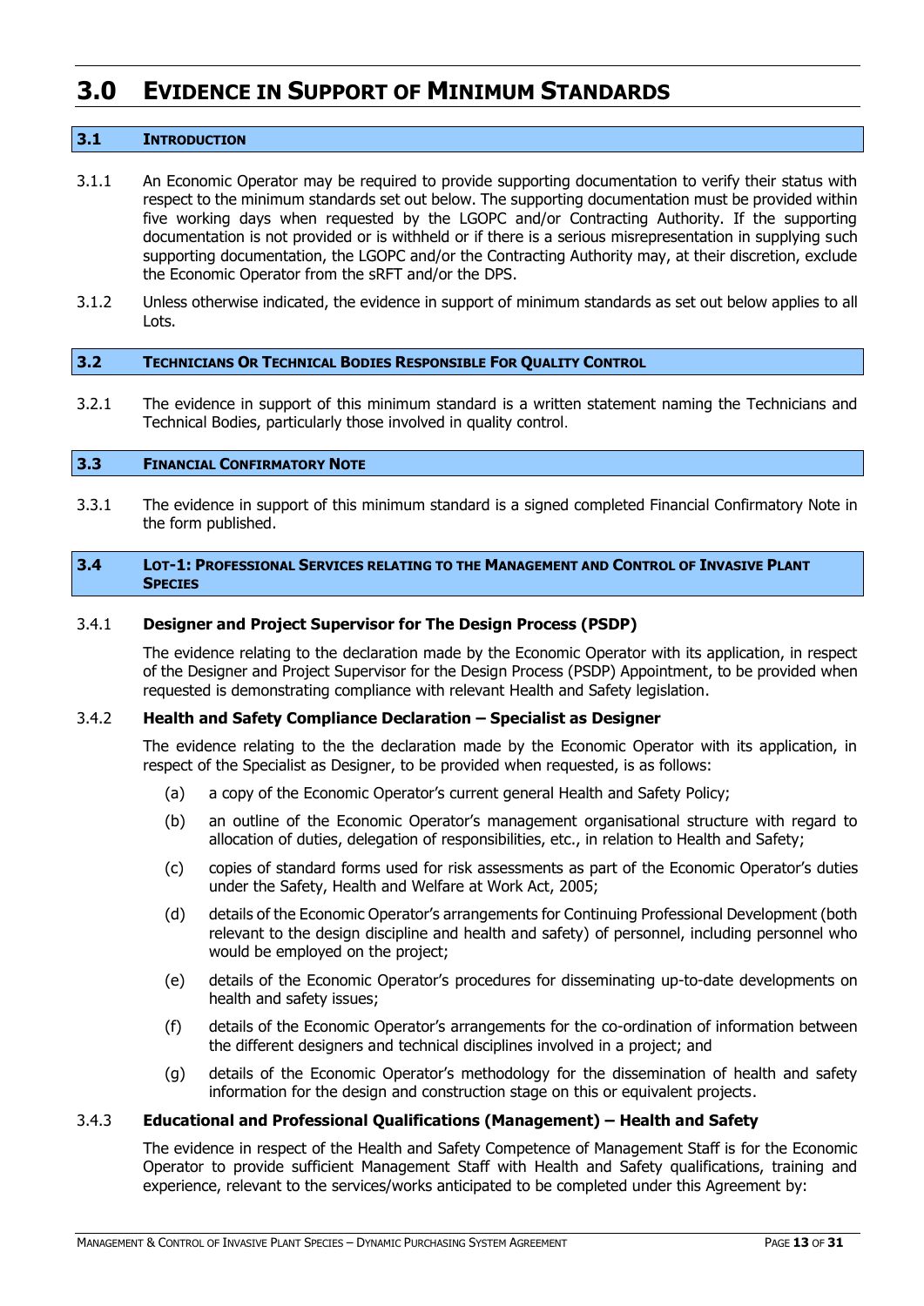# 3.0 EVIDENCE IN SUPPORT OF MINIMUM STANDARDS

## 3.1 INTRODUCTION

3.1.1 An Economic Operator may be required to provide supporting documentation to verify their status with respect to the minimum standards set out below. The supporting documentation must be provided within five working days when requested by the LGOPC and/or Contracting Authority. If the supporting documentation is not provided or is withheld or if there is a serious misrepresentation in supplying such supporting documentation, the LGOPC and/or the Contracting Authority may, at their discretion, exclude the Economic Operator from the sRFT and/or the DPS.

3.1.2 Unless otherwise indicated, the evidence in support of minimum standards as set out below applies to all Lots.

## 3.2 TECHNICIANS OR TECHNICAL BODIES RESPONSIBLE FOR QUALITY CONTROL

3.2.1 The evidence in support of this minimum standard is a written statement naming the Technicians and Technical Bodies, particularly those involved in quality control.

## 3.3 FINANCIAL CONFIRMATORY NOTE

3.3.1 The evidence in support of this minimum standard is a signed completed Financial Confirmatory Note in the form published.

## 3.4 LOT-1: PROFESSIONAL SERVICES RELATING TO THE MANAGEMENT AND CONTROL OF INVASIVE PLANT SPECIES

3.4.1 **Designer and Project Supervisor for The Design Process (PSDP)**

The evidence relating to the declaration made by the Economic Operator with its application, in respect of the Designer and Project Supervisor for the Design Process (PSDP) Appointment, to be provided when requested is demonstrating compliance with relevant Health and Safety legislation.

3.4.2 **Health and Safety Compliance Declaration – Specialist as Designer**

The evidence relating to the the declaration made by the Economic Operator with its application, in respect of the Specialist as Designer, to be provided when requested, is as follows:

(a) a copy of the Economic Operator's current general Health and Safety Policy;

(b) an outline of the Economic Operator's management organisational structure with regard to allocation of duties, delegation of responsibilities, etc., in relation to Health and Safety;

(c) copies of standard forms used for risk assessments as part of the Economic Operator's duties under the Safety, Health and Welfare at Work Act, 2005;

(d) details of the Economic Operator's arrangements for Continuing Professional Development (both relevant to the design discipline and health and safety) of personnel, including personnel who would be employed on the project;

(e) details of the Economic Operator's procedures for disseminating up-to-date developments on health and safety issues;

(f) details of the Economic Operator's arrangements for the co-ordination of information between the different designers and technical disciplines involved in a project; and

(g) details of the Economic Operator's methodology for the dissemination of health and safety information for the design and construction stage on this or equivalent projects.

3.4.3 **Educational and Professional Qualifications (Management) – Health and Safety**

The evidence in respect of the Health and Safety Competence of Management Staff is for the Economic Operator to provide sufficient Management Staff with Health and Safety qualifications, training and experience, relevant to the services/works anticipated to be completed under this Agreement by: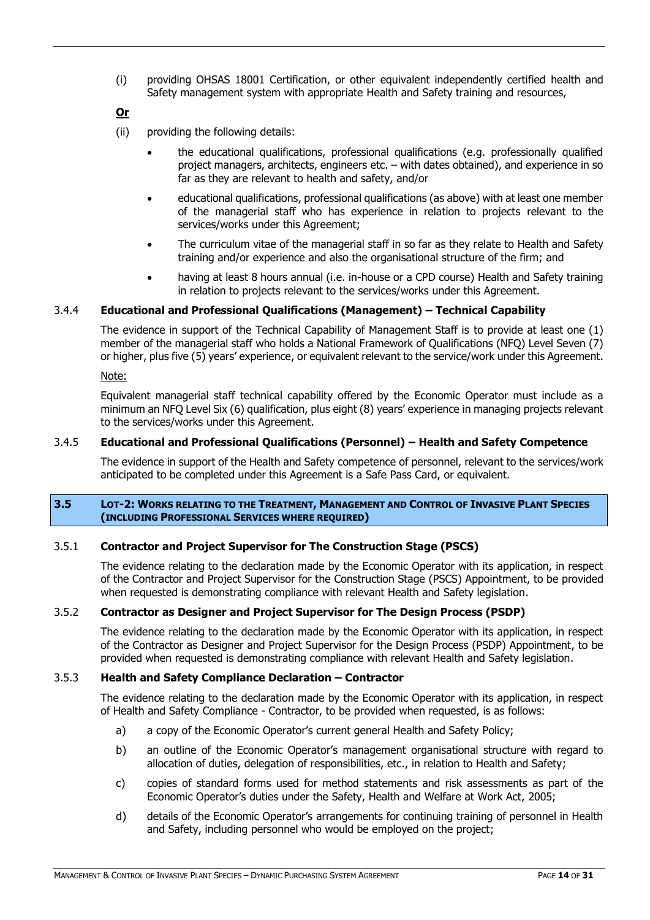(i) providing OHSAS 18001 Certification, or other equivalent independently certified health and Safety management system with appropriate Health and Safety training and resources,

**Or**

(ii) providing the following details:

- the educational qualifications, professional qualifications (e.g. professionally qualified project managers, architects, engineers etc. – with dates obtained), and experience in so far as they are relevant to health and safety, and/or
- educational qualifications, professional qualifications (as above) with at least one member of the managerial staff who has experience in relation to projects relevant to the services/works under this Agreement;
- The curriculum vitae of the managerial staff in so far as they relate to Health and Safety training and/or experience and also the organisational structure of the firm; and
- having at least 8 hours annual (i.e. in-house or a CPD course) Health and Safety training in relation to projects relevant to the services/works under this Agreement.

#### 3.4.4 Educational and Professional Qualifications (Management) – Technical Capability

The evidence in support of the Technical Capability of Management Staff is to provide at least one (1) member of the managerial staff who holds a National Framework of Qualifications (NFQ) Level Seven (7) or higher, plus five (5) years' experience, or equivalent relevant to the service/work under this Agreement.

Note:

Equivalent managerial staff technical capability offered by the Economic Operator must include as a minimum an NFQ Level Six (6) qualification, plus eight (8) years' experience in managing projects relevant to the services/works under this Agreement.

#### 3.4.5 Educational and Professional Qualifications (Personnel) – Health and Safety Competence

The evidence in support of the Health and Safety competence of personnel, relevant to the services/work anticipated to be completed under this Agreement is a Safe Pass Card, or equivalent.

### 3.5 LOT-2: WORKS RELATING TO THE TREATMENT, MANAGEMENT AND CONTROL OF INVASIVE PLANT SPECIES (INCLUDING PROFESSIONAL SERVICES WHERE REQUIRED)

#### 3.5.1 Contractor and Project Supervisor for The Construction Stage (PSCS)

The evidence relating to the declaration made by the Economic Operator with its application, in respect of the Contractor and Project Supervisor for the Construction Stage (PSCS) Appointment, to be provided when requested is demonstrating compliance with relevant Health and Safety legislation.

#### 3.5.2 Contractor as Designer and Project Supervisor for The Design Process (PSDP)

The evidence relating to the declaration made by the Economic Operator with its application, in respect of the Contractor as Designer and Project Supervisor for the Design Process (PSDP) Appointment, to be provided when requested is demonstrating compliance with relevant Health and Safety legislation.

#### 3.5.3 Health and Safety Compliance Declaration – Contractor

The evidence relating to the declaration made by the Economic Operator with its application, in respect of Health and Safety Compliance - Contractor, to be provided when requested, is as follows:

a) a copy of the Economic Operator's current general Health and Safety Policy;

b) an outline of the Economic Operator's management organisational structure with regard to allocation of duties, delegation of responsibilities, etc., in relation to Health and Safety;

c) copies of standard forms used for method statements and risk assessments as part of the Economic Operator's duties under the Safety, Health and Welfare at Work Act, 2005;

d) details of the Economic Operator's arrangements for continuing training of personnel in Health and Safety, including personnel who would be employed on the project;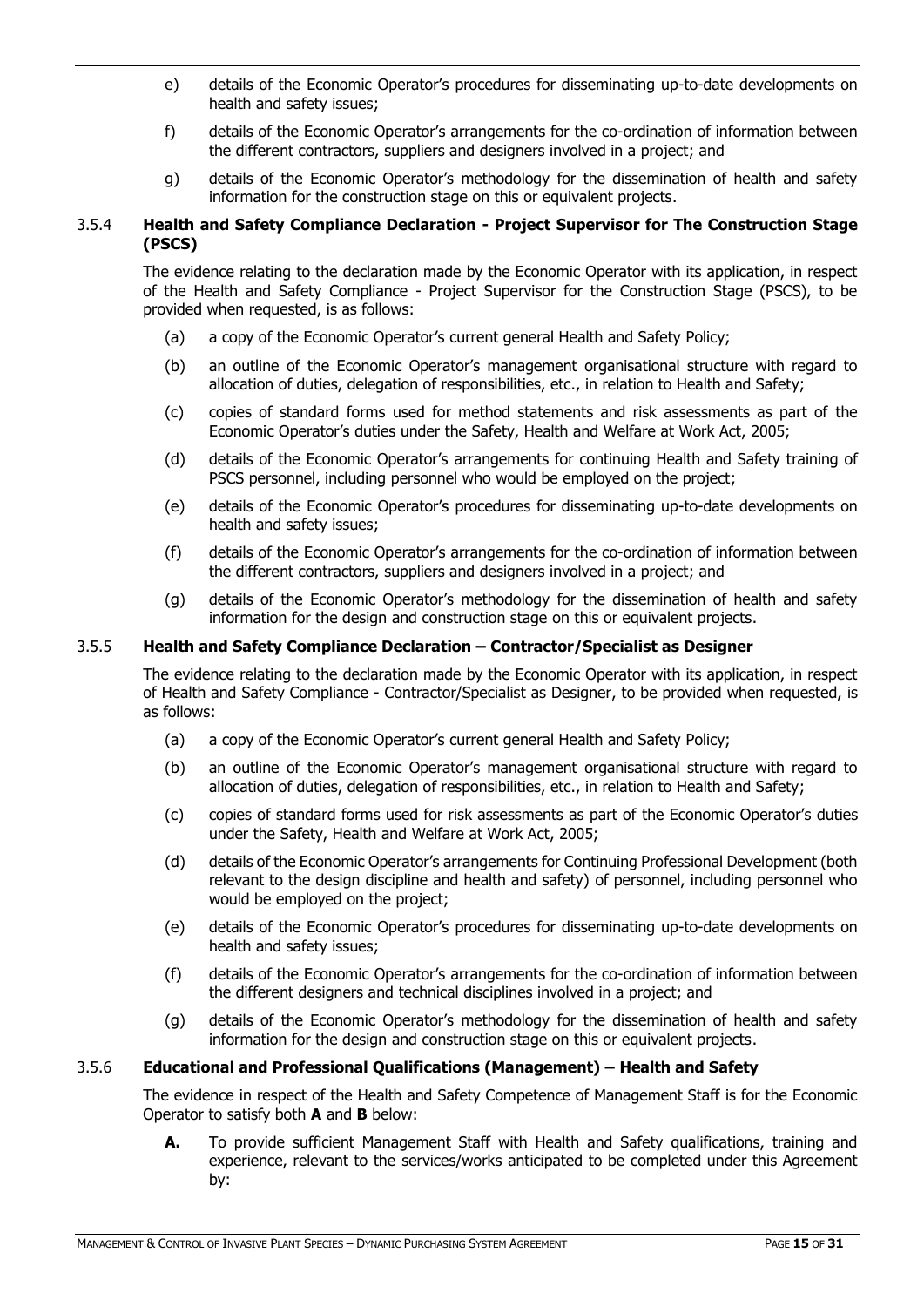e) details of the Economic Operator's procedures for disseminating up-to-date developments on health and safety issues;

f) details of the Economic Operator's arrangements for the co-ordination of information between the different contractors, suppliers and designers involved in a project; and

g) details of the Economic Operator's methodology for the dissemination of health and safety information for the construction stage on this or equivalent projects.

### 3.5.4 Health and Safety Compliance Declaration - Project Supervisor for The Construction Stage (PSCS)

The evidence relating to the declaration made by the Economic Operator with its application, in respect of the Health and Safety Compliance - Project Supervisor for the Construction Stage (PSCS), to be provided when requested, is as follows:

(a) a copy of the Economic Operator's current general Health and Safety Policy;

(b) an outline of the Economic Operator's management organisational structure with regard to allocation of duties, delegation of responsibilities, etc., in relation to Health and Safety;

(c) copies of standard forms used for method statements and risk assessments as part of the Economic Operator's duties under the Safety, Health and Welfare at Work Act, 2005;

(d) details of the Economic Operator's arrangements for continuing Health and Safety training of PSCS personnel, including personnel who would be employed on the project;

(e) details of the Economic Operator's procedures for disseminating up-to-date developments on health and safety issues;

(f) details of the Economic Operator's arrangements for the co-ordination of information between the different contractors, suppliers and designers involved in a project; and

(g) details of the Economic Operator's methodology for the dissemination of health and safety information for the design and construction stage on this or equivalent projects.

### 3.5.5 Health and Safety Compliance Declaration – Contractor/Specialist as Designer

The evidence relating to the declaration made by the Economic Operator with its application, in respect of Health and Safety Compliance - Contractor/Specialist as Designer, to be provided when requested, is as follows:

(a) a copy of the Economic Operator's current general Health and Safety Policy;

(b) an outline of the Economic Operator's management organisational structure with regard to allocation of duties, delegation of responsibilities, etc., in relation to Health and Safety;

(c) copies of standard forms used for risk assessments as part of the Economic Operator's duties under the Safety, Health and Welfare at Work Act, 2005;

(d) details of the Economic Operator's arrangements for Continuing Professional Development (both relevant to the design discipline and health and safety) of personnel, including personnel who would be employed on the project;

(e) details of the Economic Operator's procedures for disseminating up-to-date developments on health and safety issues;

(f) details of the Economic Operator's arrangements for the co-ordination of information between the different designers and technical disciplines involved in a project; and

(g) details of the Economic Operator's methodology for the dissemination of health and safety information for the design and construction stage on this or equivalent projects.

### 3.5.6 Educational and Professional Qualifications (Management) – Health and Safety

The evidence in respect of the Health and Safety Competence of Management Staff is for the Economic Operator to satisfy both **A** and **B** below:

**A.** To provide sufficient Management Staff with Health and Safety qualifications, training and experience, relevant to the services/works anticipated to be completed under this Agreement by: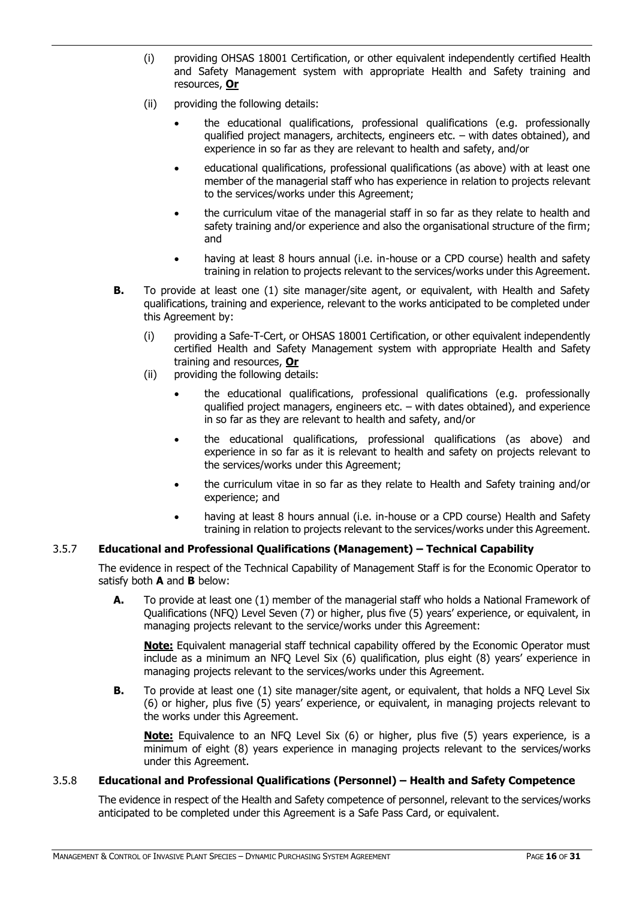(i) providing OHSAS 18001 Certification, or other equivalent independently certified Health and Safety Management system with appropriate Health and Safety training and resources, **Or**

(ii) providing the following details:

- the educational qualifications, professional qualifications (e.g. professionally qualified project managers, architects, engineers etc. – with dates obtained), and experience in so far as they are relevant to health and safety, and/or
- educational qualifications, professional qualifications (as above) with at least one member of the managerial staff who has experience in relation to projects relevant to the services/works under this Agreement;
- the curriculum vitae of the managerial staff in so far as they relate to health and safety training and/or experience and also the organisational structure of the firm; and
- having at least 8 hours annual (i.e. in-house or a CPD course) health and safety training in relation to projects relevant to the services/works under this Agreement.

**B.** To provide at least one (1) site manager/site agent, or equivalent, with Health and Safety qualifications, training and experience, relevant to the works anticipated to be completed under this Agreement by:

(i) providing a Safe-T-Cert, or OHSAS 18001 Certification, or other equivalent independently certified Health and Safety Management system with appropriate Health and Safety training and resources, **Or**

(ii) providing the following details:

- the educational qualifications, professional qualifications (e.g. professionally qualified project managers, engineers etc. – with dates obtained), and experience in so far as they are relevant to health and safety, and/or
- the educational qualifications, professional qualifications (as above) and experience in so far as it is relevant to health and safety on projects relevant to the services/works under this Agreement;
- the curriculum vitae in so far as they relate to Health and Safety training and/or experience; and
- having at least 8 hours annual (i.e. in-house or a CPD course) Health and Safety training in relation to projects relevant to the services/works under this Agreement.

### 3.5.7 Educational and Professional Qualifications (Management) – Technical Capability

The evidence in respect of the Technical Capability of Management Staff is for the Economic Operator to satisfy both **A** and **B** below:

**A.** To provide at least one (1) member of the managerial staff who holds a National Framework of Qualifications (NFQ) Level Seven (7) or higher, plus five (5) years' experience, or equivalent, in managing projects relevant to the service/works under this Agreement:

**Note:** Equivalent managerial staff technical capability offered by the Economic Operator must include as a minimum an NFQ Level Six (6) qualification, plus eight (8) years' experience in managing projects relevant to the services/works under this Agreement.

**B.** To provide at least one (1) site manager/site agent, or equivalent, that holds a NFQ Level Six (6) or higher, plus five (5) years' experience, or equivalent, in managing projects relevant to the works under this Agreement.

**Note:** Equivalence to an NFQ Level Six (6) or higher, plus five (5) years experience, is a minimum of eight (8) years experience in managing projects relevant to the services/works under this Agreement.

### 3.5.8 Educational and Professional Qualifications (Personnel) – Health and Safety Competence

The evidence in respect of the Health and Safety competence of personnel, relevant to the services/works anticipated to be completed under this Agreement is a Safe Pass Card, or equivalent.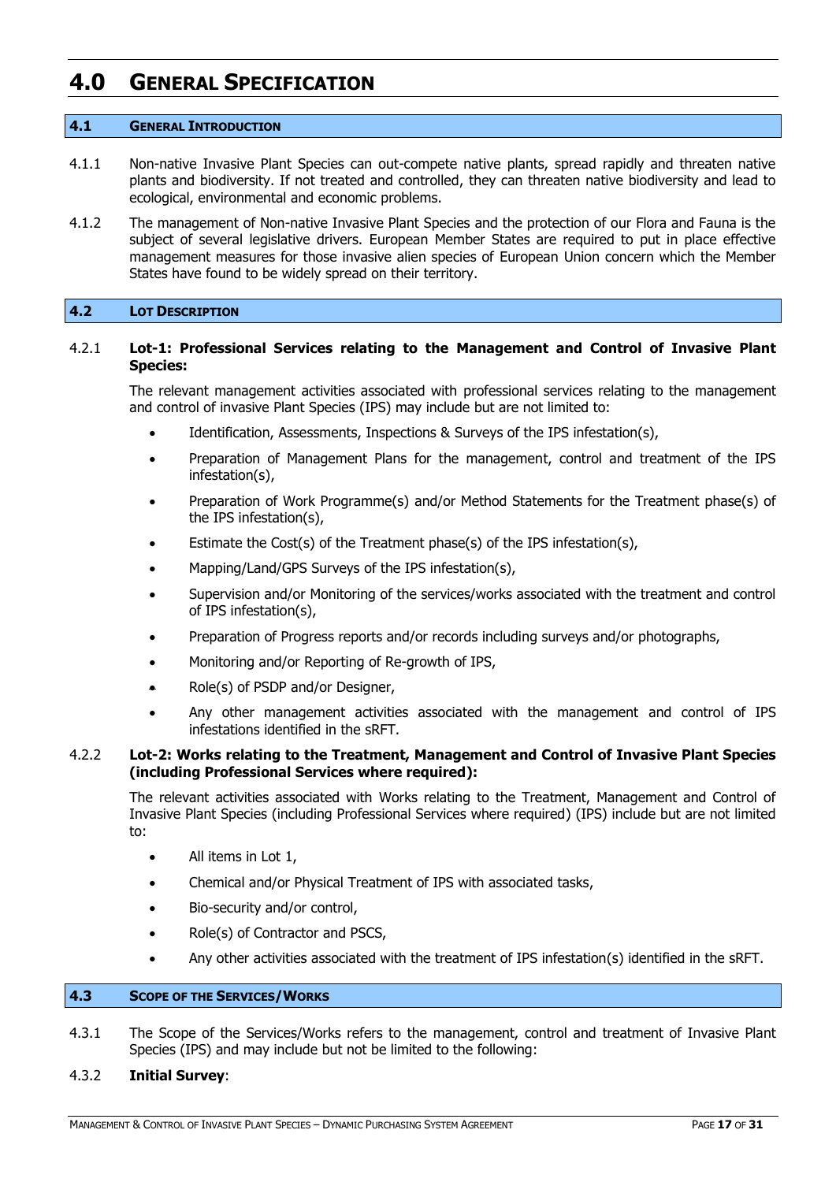# 4.0 General Specification

## 4.1 General Introduction

4.1.1 Non-native Invasive Plant Species can out-compete native plants, spread rapidly and threaten native plants and biodiversity. If not treated and controlled, they can threaten native biodiversity and lead to ecological, environmental and economic problems.

4.1.2 The management of Non-native Invasive Plant Species and the protection of our Flora and Fauna is the subject of several legislative drivers. European Member States are required to put in place effective management measures for those invasive alien species of European Union concern which the Member States have found to be widely spread on their territory.

## 4.2 Lot Description

4.2.1 **Lot-1: Professional Services relating to the Management and Control of Invasive Plant Species:**

The relevant management activities associated with professional services relating to the management and control of invasive Plant Species (IPS) may include but are not limited to:

- Identification, Assessments, Inspections & Surveys of the IPS infestation(s),
- Preparation of Management Plans for the management, control and treatment of the IPS infestation(s),
- Preparation of Work Programme(s) and/or Method Statements for the Treatment phase(s) of the IPS infestation(s),
- Estimate the Cost(s) of the Treatment phase(s) of the IPS infestation(s),
- Mapping/Land/GPS Surveys of the IPS infestation(s),
- Supervision and/or Monitoring of the services/works associated with the treatment and control of IPS infestation(s),
- Preparation of Progress reports and/or records including surveys and/or photographs,
- Monitoring and/or Reporting of Re-growth of IPS,
- Role(s) of PSDP and/or Designer,
- Any other management activities associated with the management and control of IPS infestations identified in the sRFT.

4.2.2 **Lot-2: Works relating to the Treatment, Management and Control of Invasive Plant Species (including Professional Services where required):**

The relevant activities associated with Works relating to the Treatment, Management and Control of Invasive Plant Species (including Professional Services where required) (IPS) include but are not limited to:

- All items in Lot 1,
- Chemical and/or Physical Treatment of IPS with associated tasks,
- Bio-security and/or control,
- Role(s) of Contractor and PSCS,
- Any other activities associated with the treatment of IPS infestation(s) identified in the sRFT.

## 4.3 Scope of the Services/Works

4.3.1 The Scope of the Services/Works refers to the management, control and treatment of Invasive Plant Species (IPS) and may include but not be limited to the following:

4.3.2 **Initial Survey**: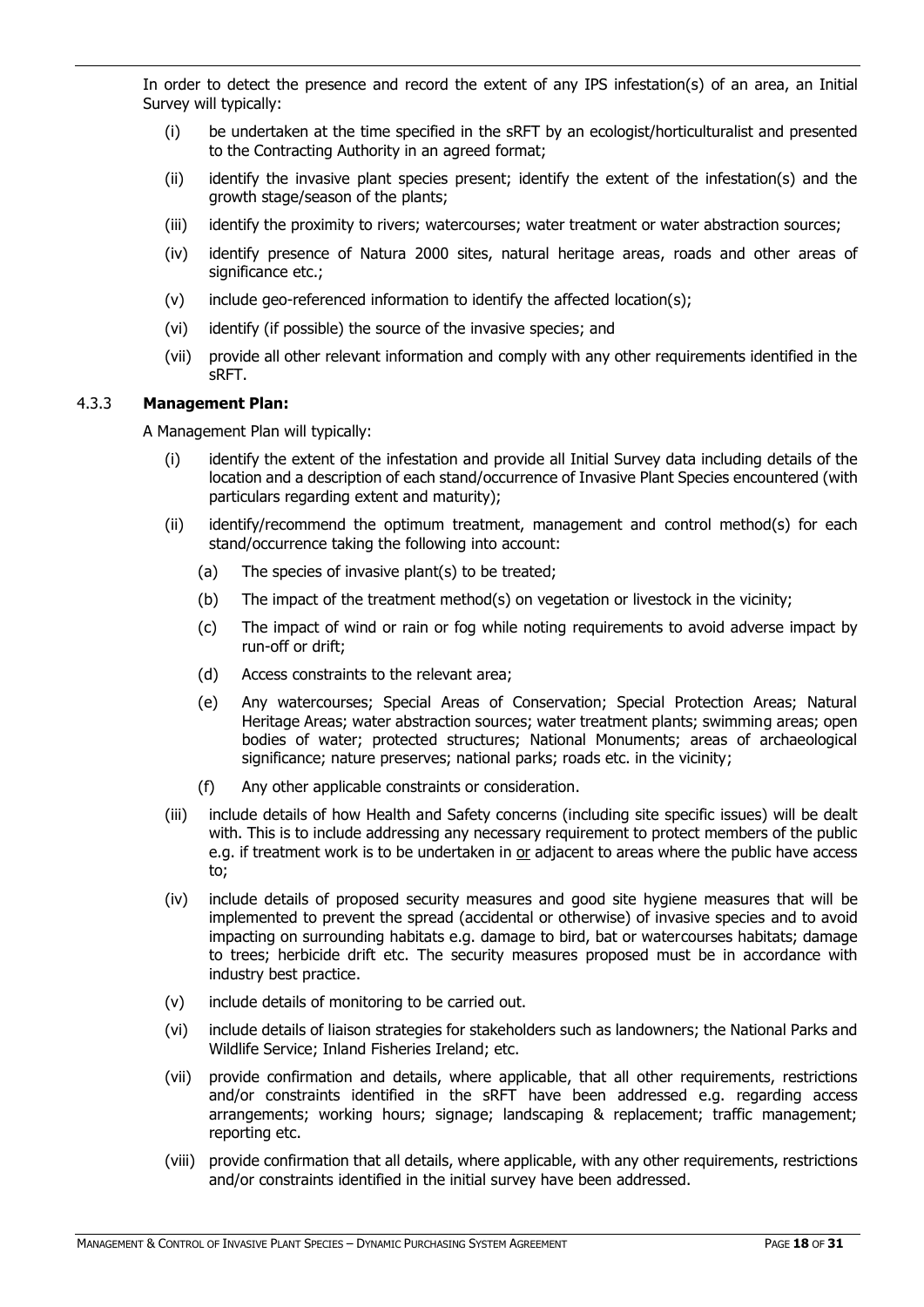In order to detect the presence and record the extent of any IPS infestation(s) of an area, an Initial Survey will typically:

- (i) be undertaken at the time specified in the sRFT by an ecologist/horticulturalist and presented to the Contracting Authority in an agreed format;
- (ii) identify the invasive plant species present; identify the extent of the infestation(s) and the growth stage/season of the plants;
- (iii) identify the proximity to rivers; watercourses; water treatment or water abstraction sources;
- (iv) identify presence of Natura 2000 sites, natural heritage areas, roads and other areas of significance etc.;
- (v) include geo-referenced information to identify the affected location(s);
- (vi) identify (if possible) the source of the invasive species; and
- (vii) provide all other relevant information and comply with any other requirements identified in the sRFT.

### 4.3.3 **Management Plan:**

A Management Plan will typically:

- (i) identify the extent of the infestation and provide all Initial Survey data including details of the location and a description of each stand/occurrence of Invasive Plant Species encountered (with particulars regarding extent and maturity);
- (ii) identify/recommend the optimum treatment, management and control method(s) for each stand/occurrence taking the following into account:
  - (a) The species of invasive plant(s) to be treated;
  - (b) The impact of the treatment method(s) on vegetation or livestock in the vicinity;
  - (c) The impact of wind or rain or fog while noting requirements to avoid adverse impact by run-off or drift;
  - (d) Access constraints to the relevant area;
  - (e) Any watercourses; Special Areas of Conservation; Special Protection Areas; Natural Heritage Areas; water abstraction sources; water treatment plants; swimming areas; open bodies of water; protected structures; National Monuments; areas of archaeological significance; nature preserves; national parks; roads etc. in the vicinity;
  - (f) Any other applicable constraints or consideration.
- (iii) include details of how Health and Safety concerns (including site specific issues) will be dealt with. This is to include addressing any necessary requirement to protect members of the public e.g. if treatment work is to be undertaken in <u>or</u> adjacent to areas where the public have access to;
- (iv) include details of proposed security measures and good site hygiene measures that will be implemented to prevent the spread (accidental or otherwise) of invasive species and to avoid impacting on surrounding habitats e.g. damage to bird, bat or watercourses habitats; damage to trees; herbicide drift etc. The security measures proposed must be in accordance with industry best practice.
- (v) include details of monitoring to be carried out.
- (vi) include details of liaison strategies for stakeholders such as landowners; the National Parks and Wildlife Service; Inland Fisheries Ireland; etc.
- (vii) provide confirmation and details, where applicable, that all other requirements, restrictions and/or constraints identified in the sRFT have been addressed e.g. regarding access arrangements; working hours; signage; landscaping & replacement; traffic management; reporting etc.
- (viii) provide confirmation that all details, where applicable, with any other requirements, restrictions and/or constraints identified in the initial survey have been addressed.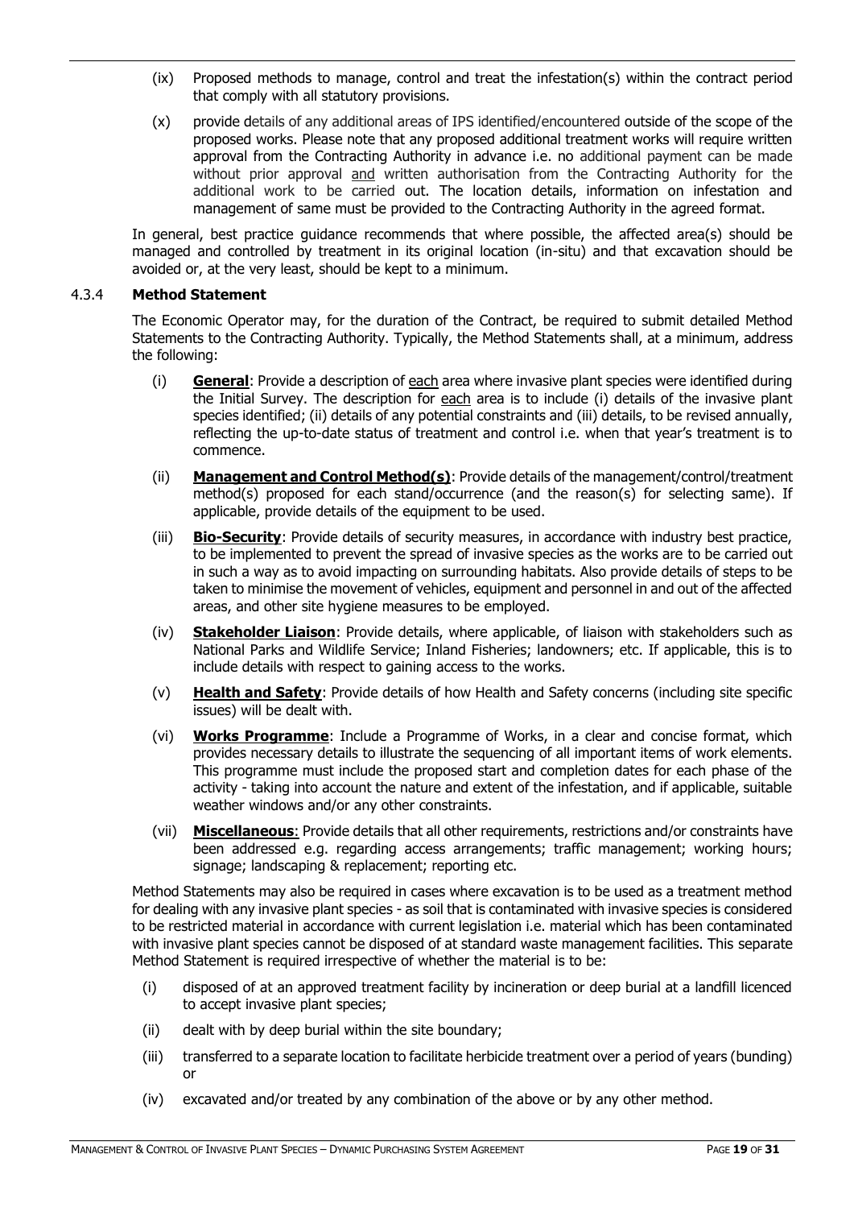(ix) Proposed methods to manage, control and treat the infestation(s) within the contract period that comply with all statutory provisions.

(x) provide details of any additional areas of IPS identified/encountered outside of the scope of the proposed works. Please note that any proposed additional treatment works will require written approval from the Contracting Authority in advance i.e. no additional payment can be made without prior approval <u>and</u> written authorisation from the Contracting Authority for the additional work to be carried out. The location details, information on infestation and management of same must be provided to the Contracting Authority in the agreed format.

In general, best practice guidance recommends that where possible, the affected area(s) should be managed and controlled by treatment in its original location (in-situ) and that excavation should be avoided or, at the very least, should be kept to a minimum.

#### 4.3.4 **Method Statement**

The Economic Operator may, for the duration of the Contract, be required to submit detailed Method Statements to the Contracting Authority. Typically, the Method Statements shall, at a minimum, address the following:

(i) **<u>General</u>**: Provide a description of <u>each</u> area where invasive plant species were identified during the Initial Survey. The description for <u>each</u> area is to include (i) details of the invasive plant species identified; (ii) details of any potential constraints and (iii) details, to be revised annually, reflecting the up-to-date status of treatment and control i.e. when that year's treatment is to commence.

(ii) **<u>Management and Control Method(s)</u>**: Provide details of the management/control/treatment method(s) proposed for each stand/occurrence (and the reason(s) for selecting same). If applicable, provide details of the equipment to be used.

(iii) **<u>Bio-Security</u>**: Provide details of security measures, in accordance with industry best practice, to be implemented to prevent the spread of invasive species as the works are to be carried out in such a way as to avoid impacting on surrounding habitats. Also provide details of steps to be taken to minimise the movement of vehicles, equipment and personnel in and out of the affected areas, and other site hygiene measures to be employed.

(iv) **<u>Stakeholder Liaison</u>**: Provide details, where applicable, of liaison with stakeholders such as National Parks and Wildlife Service; Inland Fisheries; landowners; etc. If applicable, this is to include details with respect to gaining access to the works.

(v) **<u>Health and Safety</u>**: Provide details of how Health and Safety concerns (including site specific issues) will be dealt with.

(vi) **<u>Works Programme</u>**: Include a Programme of Works, in a clear and concise format, which provides necessary details to illustrate the sequencing of all important items of work elements. This programme must include the proposed start and completion dates for each phase of the activity - taking into account the nature and extent of the infestation, and if applicable, suitable weather windows and/or any other constraints.

(vii) **<u>Miscellaneous</u>**: Provide details that all other requirements, restrictions and/or constraints have been addressed e.g. regarding access arrangements; traffic management; working hours; signage; landscaping & replacement; reporting etc.

Method Statements may also be required in cases where excavation is to be used as a treatment method for dealing with any invasive plant species - as soil that is contaminated with invasive species is considered to be restricted material in accordance with current legislation i.e. material which has been contaminated with invasive plant species cannot be disposed of at standard waste management facilities. This separate Method Statement is required irrespective of whether the material is to be:

(i) disposed of at an approved treatment facility by incineration or deep burial at a landfill licenced to accept invasive plant species;

(ii) dealt with by deep burial within the site boundary;

(iii) transferred to a separate location to facilitate herbicide treatment over a period of years (bunding) or

(iv) excavated and/or treated by any combination of the above or by any other method.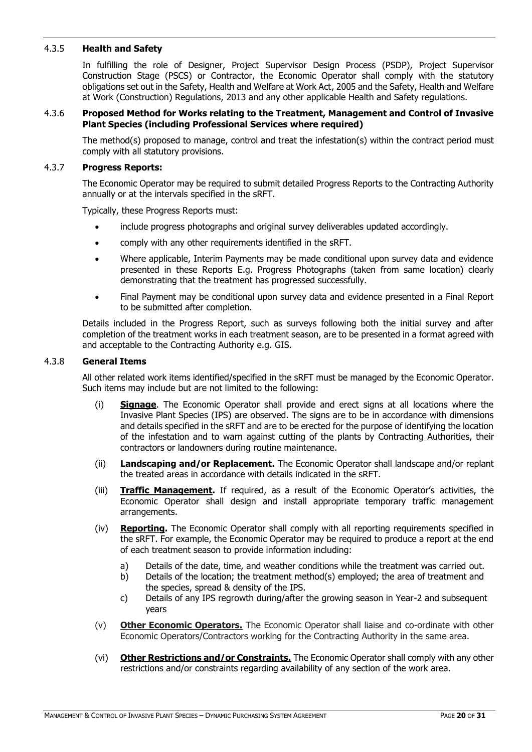#### 4.3.5 **Health and Safety**

In fulfilling the role of Designer, Project Supervisor Design Process (PSDP), Project Supervisor Construction Stage (PSCS) or Contractor, the Economic Operator shall comply with the statutory obligations set out in the Safety, Health and Welfare at Work Act, 2005 and the Safety, Health and Welfare at Work (Construction) Regulations, 2013 and any other applicable Health and Safety regulations.

#### 4.3.6 **Proposed Method for Works relating to the Treatment, Management and Control of Invasive Plant Species (including Professional Services where required)**

The method(s) proposed to manage, control and treat the infestation(s) within the contract period must comply with all statutory provisions.

#### 4.3.7 **Progress Reports:**

The Economic Operator may be required to submit detailed Progress Reports to the Contracting Authority annually or at the intervals specified in the sRFT.

Typically, these Progress Reports must:

- include progress photographs and original survey deliverables updated accordingly.
- comply with any other requirements identified in the sRFT.
- Where applicable, Interim Payments may be made conditional upon survey data and evidence presented in these Reports E.g. Progress Photographs (taken from same location) clearly demonstrating that the treatment has progressed successfully.
- Final Payment may be conditional upon survey data and evidence presented in a Final Report to be submitted after completion.

Details included in the Progress Report, such as surveys following both the initial survey and after completion of the treatment works in each treatment season, are to be presented in a format agreed with and acceptable to the Contracting Authority e.g. GIS.

#### 4.3.8 **General Items**

All other related work items identified/specified in the sRFT must be managed by the Economic Operator. Such items may include but are not limited to the following:

(i) **Signage**. The Economic Operator shall provide and erect signs at all locations where the Invasive Plant Species (IPS) are observed. The signs are to be in accordance with dimensions and details specified in the sRFT and are to be erected for the purpose of identifying the location of the infestation and to warn against cutting of the plants by Contracting Authorities, their contractors or landowners during routine maintenance.

(ii) **Landscaping and/or Replacement.** The Economic Operator shall landscape and/or replant the treated areas in accordance with details indicated in the sRFT.

(iii) **Traffic Management.** If required, as a result of the Economic Operator's activities, the Economic Operator shall design and install appropriate temporary traffic management arrangements.

(iv) **Reporting.** The Economic Operator shall comply with all reporting requirements specified in the sRFT. For example, the Economic Operator may be required to produce a report at the end of each treatment season to provide information including:

  a) Details of the date, time, and weather conditions while the treatment was carried out.
  b) Details of the location; the treatment method(s) employed; the area of treatment and the species, spread & density of the IPS.
  c) Details of any IPS regrowth during/after the growing season in Year-2 and subsequent years

(v) **Other Economic Operators.** The Economic Operator shall liaise and co-ordinate with other Economic Operators/Contractors working for the Contracting Authority in the same area.

(vi) **Other Restrictions and/or Constraints.** The Economic Operator shall comply with any other restrictions and/or constraints regarding availability of any section of the work area.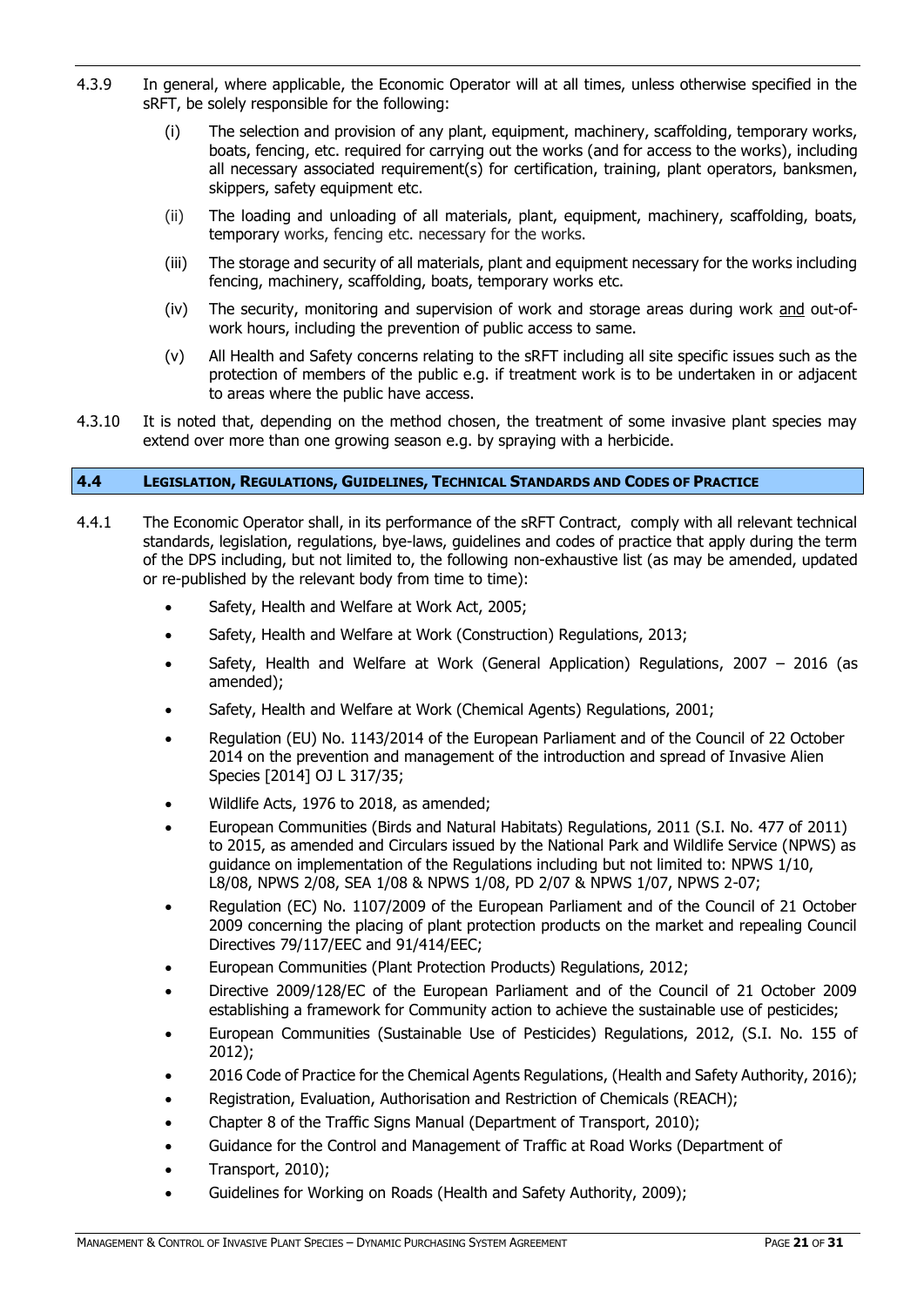4.3.9 In general, where applicable, the Economic Operator will at all times, unless otherwise specified in the sRFT, be solely responsible for the following:

(i) The selection and provision of any plant, equipment, machinery, scaffolding, temporary works, boats, fencing, etc. required for carrying out the works (and for access to the works), including all necessary associated requirement(s) for certification, training, plant operators, banksmen, skippers, safety equipment etc.

(ii) The loading and unloading of all materials, plant, equipment, machinery, scaffolding, boats, temporary works, fencing etc. necessary for the works.

(iii) The storage and security of all materials, plant and equipment necessary for the works including fencing, machinery, scaffolding, boats, temporary works etc.

(iv) The security, monitoring and supervision of work and storage areas during work and out-of-work hours, including the prevention of public access to same.

(v) All Health and Safety concerns relating to the sRFT including all site specific issues such as the protection of members of the public e.g. if treatment work is to be undertaken in or adjacent to areas where the public have access.

4.3.10 It is noted that, depending on the method chosen, the treatment of some invasive plant species may extend over more than one growing season e.g. by spraying with a herbicide.

## 4.4 LEGISLATION, REGULATIONS, GUIDELINES, TECHNICAL STANDARDS AND CODES OF PRACTICE

4.4.1 The Economic Operator shall, in its performance of the sRFT Contract, comply with all relevant technical standards, legislation, regulations, bye-laws, guidelines and codes of practice that apply during the term of the DPS including, but not limited to, the following non-exhaustive list (as may be amended, updated or re-published by the relevant body from time to time):

- Safety, Health and Welfare at Work Act, 2005;
- Safety, Health and Welfare at Work (Construction) Regulations, 2013;
- Safety, Health and Welfare at Work (General Application) Regulations, 2007 – 2016 (as amended);
- Safety, Health and Welfare at Work (Chemical Agents) Regulations, 2001;
- Regulation (EU) No. 1143/2014 of the European Parliament and of the Council of 22 October 2014 on the prevention and management of the introduction and spread of Invasive Alien Species [2014] OJ L 317/35;
- Wildlife Acts, 1976 to 2018, as amended;
- European Communities (Birds and Natural Habitats) Regulations, 2011 (S.I. No. 477 of 2011) to 2015, as amended and Circulars issued by the National Park and Wildlife Service (NPWS) as guidance on implementation of the Regulations including but not limited to: NPWS 1/10, L8/08, NPWS 2/08, SEA 1/08 & NPWS 1/08, PD 2/07 & NPWS 1/07, NPWS 2-07;
- Regulation (EC) No. 1107/2009 of the European Parliament and of the Council of 21 October 2009 concerning the placing of plant protection products on the market and repealing Council Directives 79/117/EEC and 91/414/EEC;
- European Communities (Plant Protection Products) Regulations, 2012;
- Directive 2009/128/EC of the European Parliament and of the Council of 21 October 2009 establishing a framework for Community action to achieve the sustainable use of pesticides;
- European Communities (Sustainable Use of Pesticides) Regulations, 2012, (S.I. No. 155 of 2012);
- 2016 Code of Practice for the Chemical Agents Regulations, (Health and Safety Authority, 2016);
- Registration, Evaluation, Authorisation and Restriction of Chemicals (REACH);
- Chapter 8 of the Traffic Signs Manual (Department of Transport, 2010);
- Guidance for the Control and Management of Traffic at Road Works (Department of
- Transport, 2010);
- Guidelines for Working on Roads (Health and Safety Authority, 2009);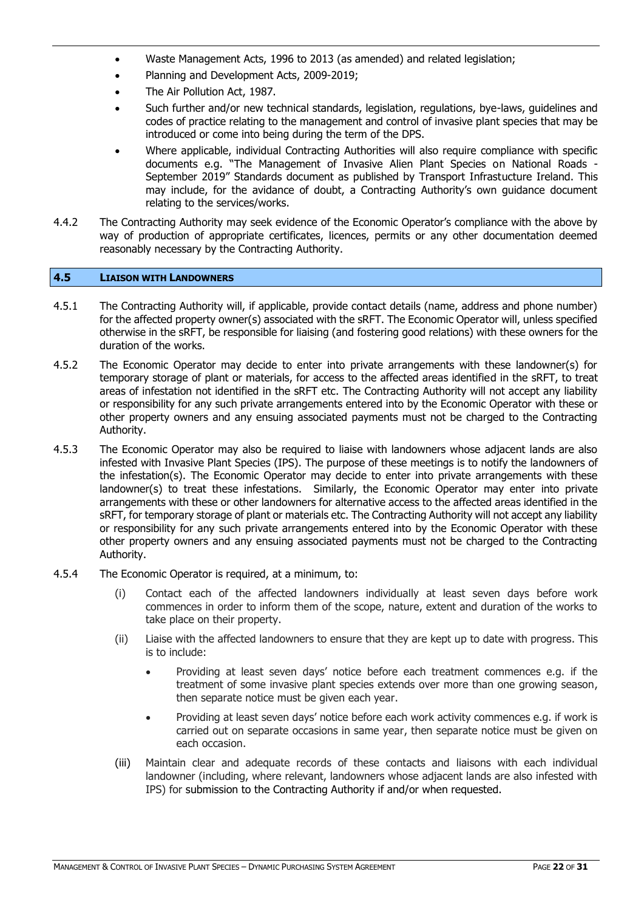- Waste Management Acts, 1996 to 2013 (as amended) and related legislation;
- Planning and Development Acts, 2009-2019;
- The Air Pollution Act, 1987.
- Such further and/or new technical standards, legislation, regulations, bye-laws, guidelines and codes of practice relating to the management and control of invasive plant species that may be introduced or come into being during the term of the DPS.
- Where applicable, individual Contracting Authorities will also require compliance with specific documents e.g. "The Management of Invasive Alien Plant Species on National Roads - September 2019" Standards document as published by Transport Infrastucture Ireland. This may include, for the avidance of doubt, a Contracting Authority's own guidance document relating to the services/works.

4.4.2 The Contracting Authority may seek evidence of the Economic Operator's compliance with the above by way of production of appropriate certificates, licences, permits or any other documentation deemed reasonably necessary by the Contracting Authority.

## 4.5 Liaison with Landowners

4.5.1 The Contracting Authority will, if applicable, provide contact details (name, address and phone number) for the affected property owner(s) associated with the sRFT. The Economic Operator will, unless specified otherwise in the sRFT, be responsible for liaising (and fostering good relations) with these owners for the duration of the works.

4.5.2 The Economic Operator may decide to enter into private arrangements with these landowner(s) for temporary storage of plant or materials, for access to the affected areas identified in the sRFT, to treat areas of infestation not identified in the sRFT etc. The Contracting Authority will not accept any liability or responsibility for any such private arrangements entered into by the Economic Operator with these or other property owners and any ensuing associated payments must not be charged to the Contracting Authority.

4.5.3 The Economic Operator may also be required to liaise with landowners whose adjacent lands are also infested with Invasive Plant Species (IPS). The purpose of these meetings is to notify the landowners of the infestation(s). The Economic Operator may decide to enter into private arrangements with these landowner(s) to treat these infestations. Similarly, the Economic Operator may enter into private arrangements with these or other landowners for alternative access to the affected areas identified in the sRFT, for temporary storage of plant or materials etc. The Contracting Authority will not accept any liability or responsibility for any such private arrangements entered into by the Economic Operator with these other property owners and any ensuing associated payments must not be charged to the Contracting Authority.

4.5.4 The Economic Operator is required, at a minimum, to:

(i) Contact each of the affected landowners individually at least seven days before work commences in order to inform them of the scope, nature, extent and duration of the works to take place on their property.

(ii) Liaise with the affected landowners to ensure that they are kept up to date with progress. This is to include:

- Providing at least seven days' notice before each treatment commences e.g. if the treatment of some invasive plant species extends over more than one growing season, then separate notice must be given each year.
- Providing at least seven days' notice before each work activity commences e.g. if work is carried out on separate occasions in same year, then separate notice must be given on each occasion.

(iii) Maintain clear and adequate records of these contacts and liaisons with each individual landowner (including, where relevant, landowners whose adjacent lands are also infested with IPS) for submission to the Contracting Authority if and/or when requested.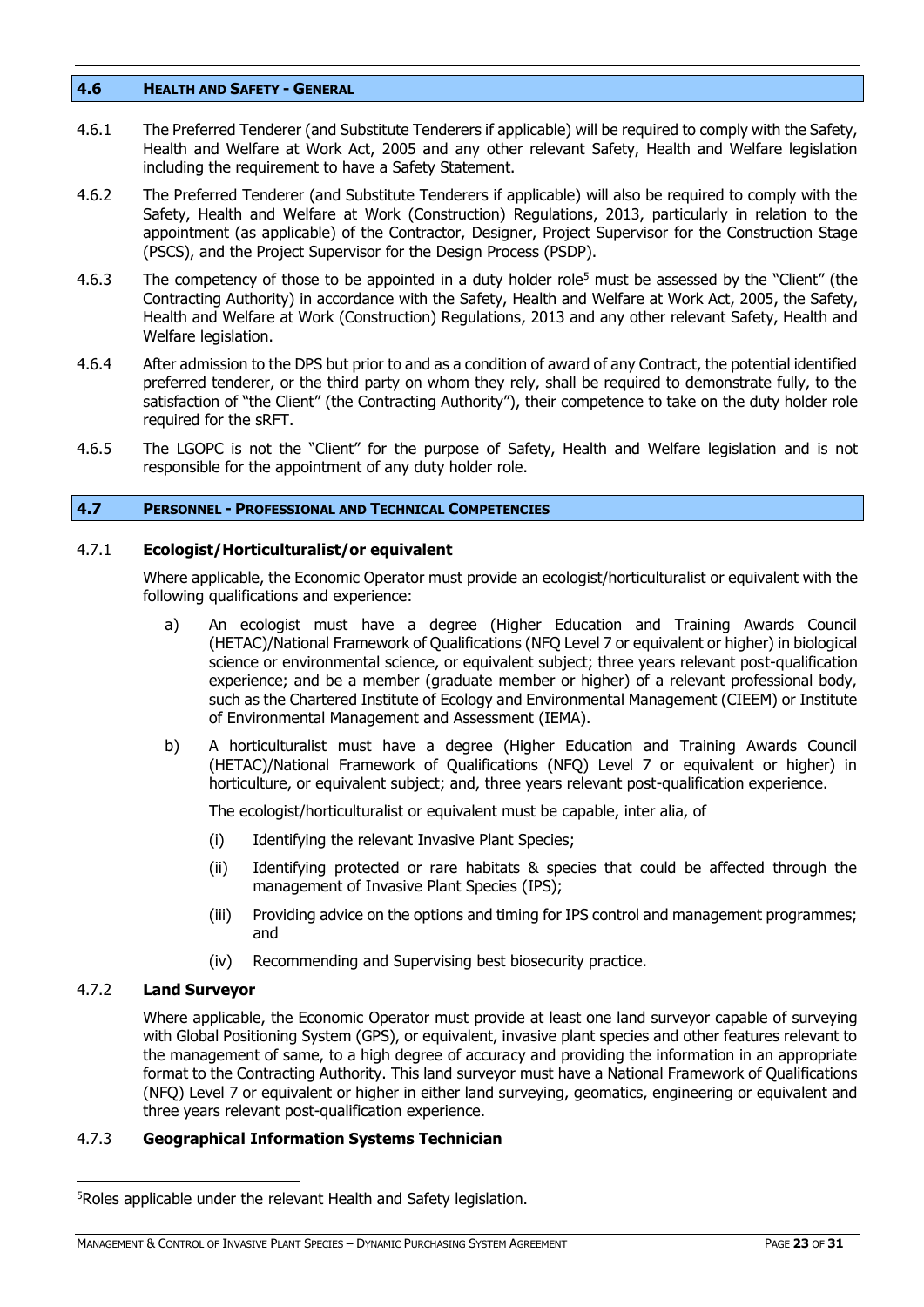## 4.6 Health and Safety - General

4.6.1 The Preferred Tenderer (and Substitute Tenderers if applicable) will be required to comply with the Safety, Health and Welfare at Work Act, 2005 and any other relevant Safety, Health and Welfare legislation including the requirement to have a Safety Statement.

4.6.2 The Preferred Tenderer (and Substitute Tenderers if applicable) will also be required to comply with the Safety, Health and Welfare at Work (Construction) Regulations, 2013, particularly in relation to the appointment (as applicable) of the Contractor, Designer, Project Supervisor for the Construction Stage (PSCS), and the Project Supervisor for the Design Process (PSDP).

4.6.3 The competency of those to be appointed in a duty holder role[5] must be assessed by the "Client" (the Contracting Authority) in accordance with the Safety, Health and Welfare at Work Act, 2005, the Safety, Health and Welfare at Work (Construction) Regulations, 2013 and any other relevant Safety, Health and Welfare legislation.

4.6.4 After admission to the DPS but prior to and as a condition of award of any Contract, the potential identified preferred tenderer, or the third party on whom they rely, shall be required to demonstrate fully, to the satisfaction of "the Client" (the Contracting Authority"), their competence to take on the duty holder role required for the sRFT.

4.6.5 The LGOPC is not the "Client" for the purpose of Safety, Health and Welfare legislation and is not responsible for the appointment of any duty holder role.

## 4.7 Personnel - Professional and Technical Competencies

### 4.7.1 Ecologist/Horticulturalist/or equivalent

Where applicable, the Economic Operator must provide an ecologist/horticulturalist or equivalent with the following qualifications and experience:

a) An ecologist must have a degree (Higher Education and Training Awards Council (HETAC)/National Framework of Qualifications (NFQ Level 7 or equivalent or higher) in biological science or environmental science, or equivalent subject; three years relevant post-qualification experience; and be a member (graduate member or higher) of a relevant professional body, such as the Chartered Institute of Ecology and Environmental Management (CIEEM) or Institute of Environmental Management and Assessment (IEMA).

b) A horticulturalist must have a degree (Higher Education and Training Awards Council (HETAC)/National Framework of Qualifications (NFQ) Level 7 or equivalent or higher) in horticulture, or equivalent subject; and, three years relevant post-qualification experience.

The ecologist/horticulturalist or equivalent must be capable, inter alia, of

(i) Identifying the relevant Invasive Plant Species;

(ii) Identifying protected or rare habitats & species that could be affected through the management of Invasive Plant Species (IPS);

(iii) Providing advice on the options and timing for IPS control and management programmes; and

(iv) Recommending and Supervising best biosecurity practice.

### 4.7.2 Land Surveyor

Where applicable, the Economic Operator must provide at least one land surveyor capable of surveying with Global Positioning System (GPS), or equivalent, invasive plant species and other features relevant to the management of same, to a high degree of accuracy and providing the information in an appropriate format to the Contracting Authority. This land surveyor must have a National Framework of Qualifications (NFQ) Level 7 or equivalent or higher in either land surveying, geomatics, engineering or equivalent and three years relevant post-qualification experience.

### 4.7.3 Geographical Information Systems Technician

[5] Roles applicable under the relevant Health and Safety legislation.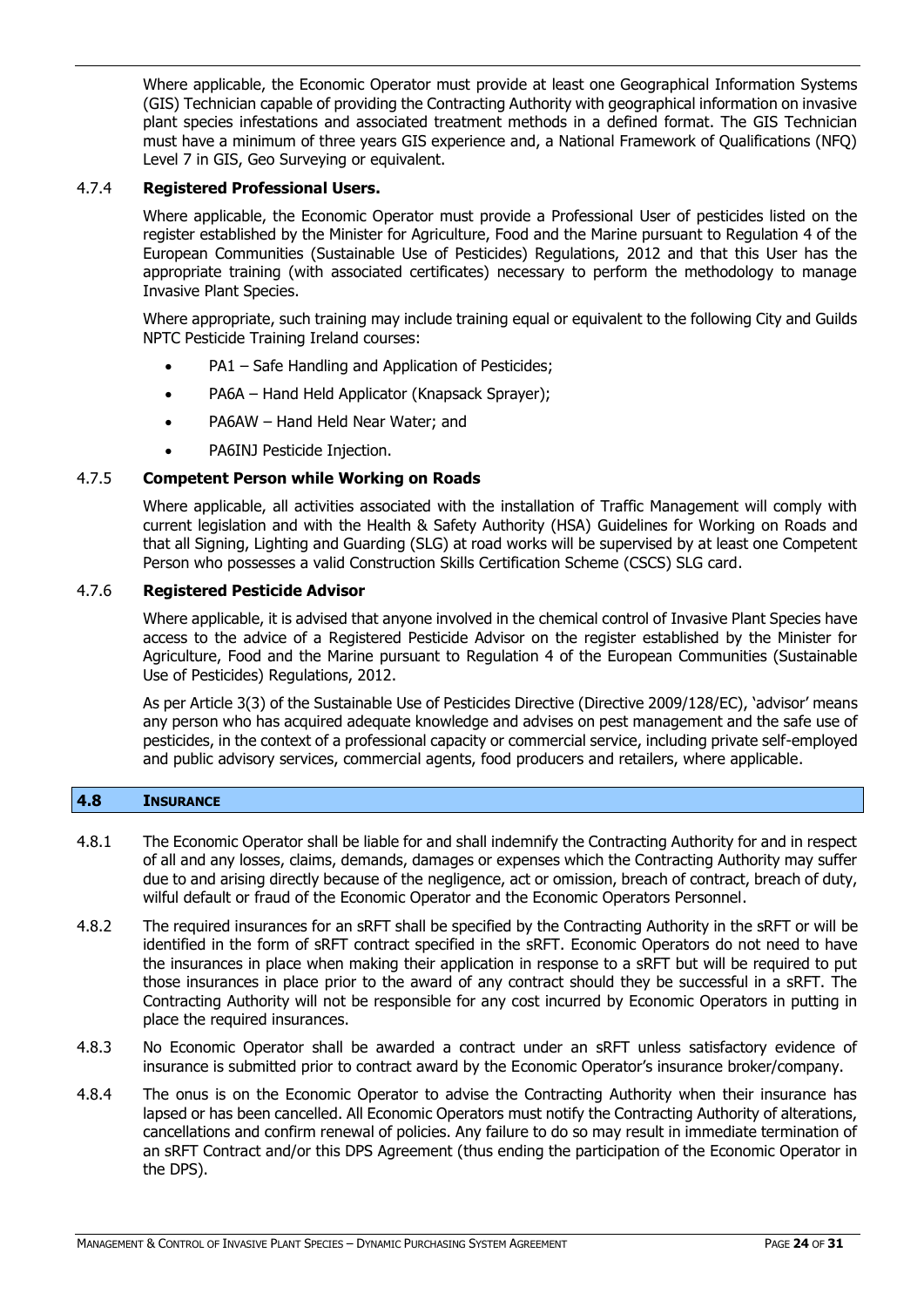Where applicable, the Economic Operator must provide at least one Geographical Information Systems (GIS) Technician capable of providing the Contracting Authority with geographical information on invasive plant species infestations and associated treatment methods in a defined format. The GIS Technician must have a minimum of three years GIS experience and, a National Framework of Qualifications (NFQ) Level 7 in GIS, Geo Surveying or equivalent.

#### 4.7.4 **Registered Professional Users.**

Where applicable, the Economic Operator must provide a Professional User of pesticides listed on the register established by the Minister for Agriculture, Food and the Marine pursuant to Regulation 4 of the European Communities (Sustainable Use of Pesticides) Regulations, 2012 and that this User has the appropriate training (with associated certificates) necessary to perform the methodology to manage Invasive Plant Species.

Where appropriate, such training may include training equal or equivalent to the following City and Guilds NPTC Pesticide Training Ireland courses:

- PA1 – Safe Handling and Application of Pesticides;
- PA6A – Hand Held Applicator (Knapsack Sprayer);
- PA6AW – Hand Held Near Water; and
- PA6INJ Pesticide Injection.

#### 4.7.5 **Competent Person while Working on Roads**

Where applicable, all activities associated with the installation of Traffic Management will comply with current legislation and with the Health & Safety Authority (HSA) Guidelines for Working on Roads and that all Signing, Lighting and Guarding (SLG) at road works will be supervised by at least one Competent Person who possesses a valid Construction Skills Certification Scheme (CSCS) SLG card.

#### 4.7.6 **Registered Pesticide Advisor**

Where applicable, it is advised that anyone involved in the chemical control of Invasive Plant Species have access to the advice of a Registered Pesticide Advisor on the register established by the Minister for Agriculture, Food and the Marine pursuant to Regulation 4 of the European Communities (Sustainable Use of Pesticides) Regulations, 2012.

As per Article 3(3) of the Sustainable Use of Pesticides Directive (Directive 2009/128/EC), 'advisor' means any person who has acquired adequate knowledge and advises on pest management and the safe use of pesticides, in the context of a professional capacity or commercial service, including private self-employed and public advisory services, commercial agents, food producers and retailers, where applicable.

### 4.8 INSURANCE

4.8.1 The Economic Operator shall be liable for and shall indemnify the Contracting Authority for and in respect of all and any losses, claims, demands, damages or expenses which the Contracting Authority may suffer due to and arising directly because of the negligence, act or omission, breach of contract, breach of duty, wilful default or fraud of the Economic Operator and the Economic Operators Personnel.

4.8.2 The required insurances for an sRFT shall be specified by the Contracting Authority in the sRFT or will be identified in the form of sRFT contract specified in the sRFT. Economic Operators do not need to have the insurances in place when making their application in response to a sRFT but will be required to put those insurances in place prior to the award of any contract should they be successful in a sRFT. The Contracting Authority will not be responsible for any cost incurred by Economic Operators in putting in place the required insurances.

4.8.3 No Economic Operator shall be awarded a contract under an sRFT unless satisfactory evidence of insurance is submitted prior to contract award by the Economic Operator's insurance broker/company.

4.8.4 The onus is on the Economic Operator to advise the Contracting Authority when their insurance has lapsed or has been cancelled. All Economic Operators must notify the Contracting Authority of alterations, cancellations and confirm renewal of policies. Any failure to do so may result in immediate termination of an sRFT Contract and/or this DPS Agreement (thus ending the participation of the Economic Operator in the DPS).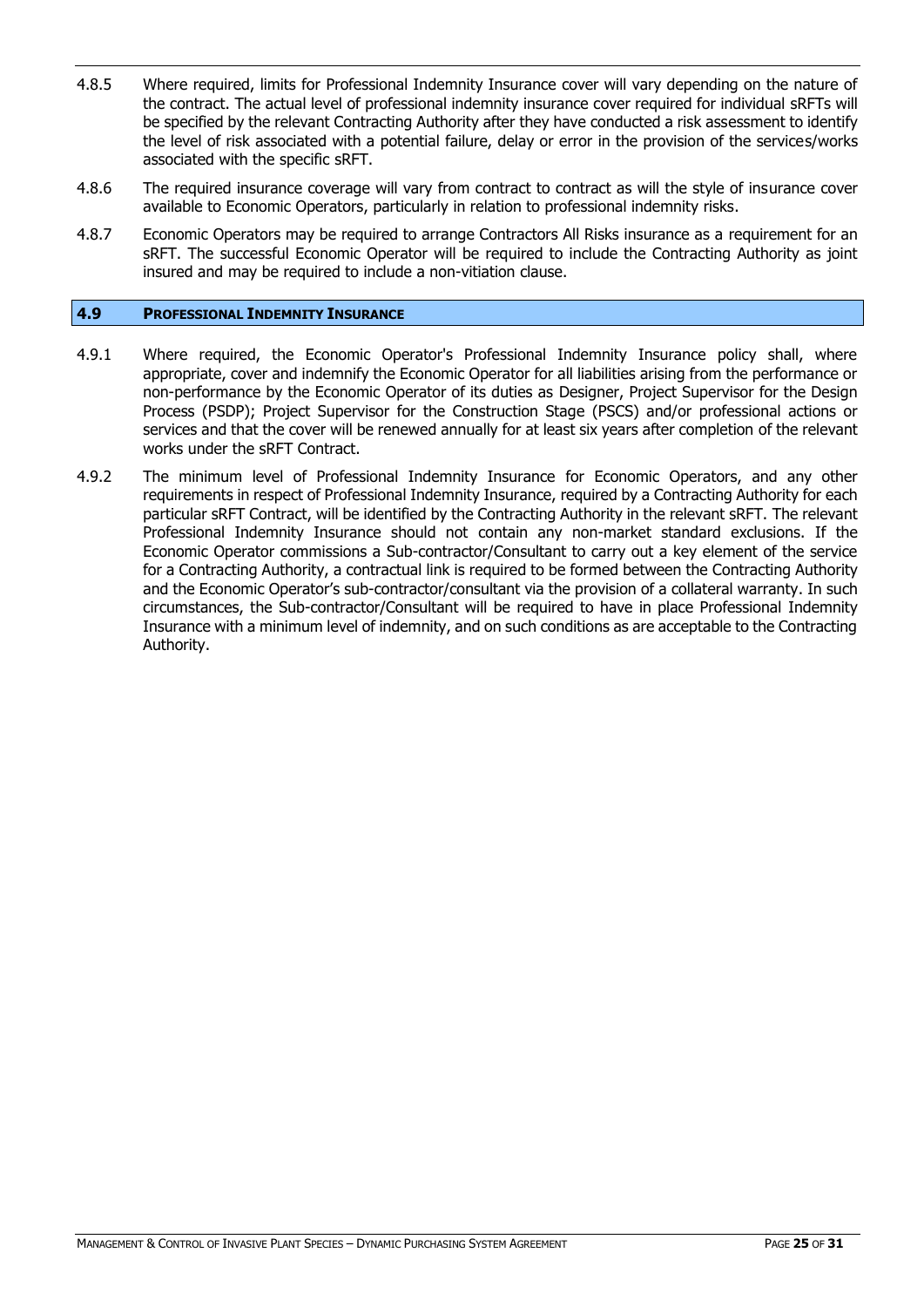4.8.5 Where required, limits for Professional Indemnity Insurance cover will vary depending on the nature of the contract. The actual level of professional indemnity insurance cover required for individual sRFTs will be specified by the relevant Contracting Authority after they have conducted a risk assessment to identify the level of risk associated with a potential failure, delay or error in the provision of the services/works associated with the specific sRFT.

4.8.6 The required insurance coverage will vary from contract to contract as will the style of insurance cover available to Economic Operators, particularly in relation to professional indemnity risks.

4.8.7 Economic Operators may be required to arrange Contractors All Risks insurance as a requirement for an sRFT. The successful Economic Operator will be required to include the Contracting Authority as joint insured and may be required to include a non-vitiation clause.

## 4.9 PROFESSIONAL INDEMNITY INSURANCE

4.9.1 Where required, the Economic Operator's Professional Indemnity Insurance policy shall, where appropriate, cover and indemnify the Economic Operator for all liabilities arising from the performance or non-performance by the Economic Operator of its duties as Designer, Project Supervisor for the Design Process (PSDP); Project Supervisor for the Construction Stage (PSCS) and/or professional actions or services and that the cover will be renewed annually for at least six years after completion of the relevant works under the sRFT Contract.

4.9.2 The minimum level of Professional Indemnity Insurance for Economic Operators, and any other requirements in respect of Professional Indemnity Insurance, required by a Contracting Authority for each particular sRFT Contract, will be identified by the Contracting Authority in the relevant sRFT. The relevant Professional Indemnity Insurance should not contain any non-market standard exclusions. If the Economic Operator commissions a Sub-contractor/Consultant to carry out a key element of the service for a Contracting Authority, a contractual link is required to be formed between the Contracting Authority and the Economic Operator's sub-contractor/consultant via the provision of a collateral warranty. In such circumstances, the Sub-contractor/Consultant will be required to have in place Professional Indemnity Insurance with a minimum level of indemnity, and on such conditions as are acceptable to the Contracting Authority.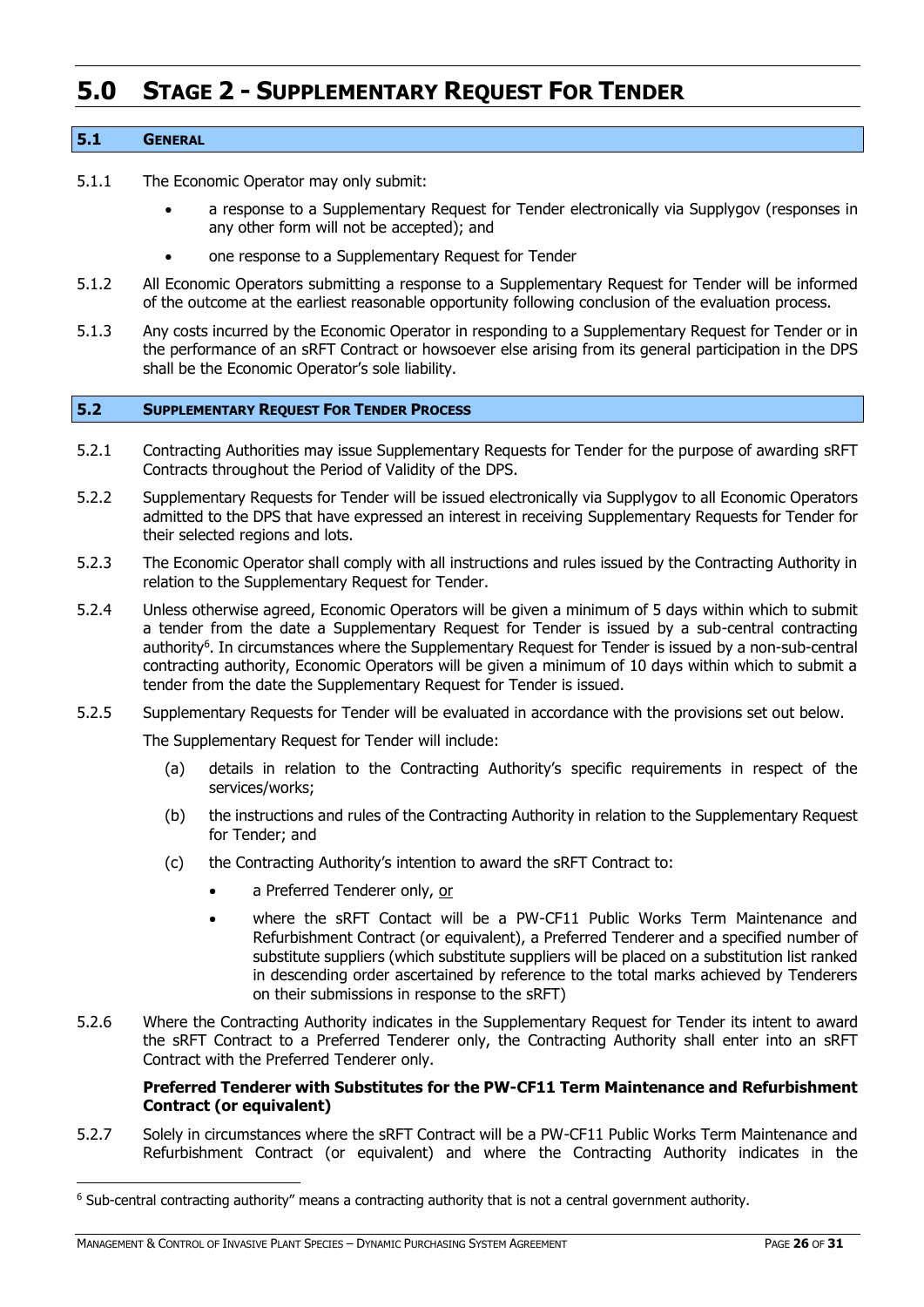# 5.0 STAGE 2 - SUPPLEMENTARY REQUEST FOR TENDER

## 5.1 GENERAL

5.1.1 The Economic Operator may only submit:

- a response to a Supplementary Request for Tender electronically via Supplygov (responses in any other form will not be accepted); and
- one response to a Supplementary Request for Tender

5.1.2 All Economic Operators submitting a response to a Supplementary Request for Tender will be informed of the outcome at the earliest reasonable opportunity following conclusion of the evaluation process.

5.1.3 Any costs incurred by the Economic Operator in responding to a Supplementary Request for Tender or in the performance of an sRFT Contract or howsoever else arising from its general participation in the DPS shall be the Economic Operator's sole liability.

## 5.2 SUPPLEMENTARY REQUEST FOR TENDER PROCESS

5.2.1 Contracting Authorities may issue Supplementary Requests for Tender for the purpose of awarding sRFT Contracts throughout the Period of Validity of the DPS.

5.2.2 Supplementary Requests for Tender will be issued electronically via Supplygov to all Economic Operators admitted to the DPS that have expressed an interest in receiving Supplementary Requests for Tender for their selected regions and lots.

5.2.3 The Economic Operator shall comply with all instructions and rules issued by the Contracting Authority in relation to the Supplementary Request for Tender.

5.2.4 Unless otherwise agreed, Economic Operators will be given a minimum of 5 days within which to submit a tender from the date a Supplementary Request for Tender is issued by a sub-central contracting authority[6]. In circumstances where the Supplementary Request for Tender is issued by a non-sub-central contracting authority, Economic Operators will be given a minimum of 10 days within which to submit a tender from the date the Supplementary Request for Tender is issued.

5.2.5 Supplementary Requests for Tender will be evaluated in accordance with the provisions set out below.

The Supplementary Request for Tender will include:

(a) details in relation to the Contracting Authority's specific requirements in respect of the services/works;

(b) the instructions and rules of the Contracting Authority in relation to the Supplementary Request for Tender; and

(c) the Contracting Authority's intention to award the sRFT Contract to:

- a Preferred Tenderer only, <u>or</u>
- where the sRFT Contact will be a PW-CF11 Public Works Term Maintenance and Refurbishment Contract (or equivalent), a Preferred Tenderer and a specified number of substitute suppliers (which substitute suppliers will be placed on a substitution list ranked in descending order ascertained by reference to the total marks achieved by Tenderers on their submissions in response to the sRFT)

5.2.6 Where the Contracting Authority indicates in the Supplementary Request for Tender its intent to award the sRFT Contract to a Preferred Tenderer only, the Contracting Authority shall enter into an sRFT Contract with the Preferred Tenderer only.

**Preferred Tenderer with Substitutes for the PW-CF11 Term Maintenance and Refurbishment Contract (or equivalent)**

5.2.7 Solely in circumstances where the sRFT Contract will be a PW-CF11 Public Works Term Maintenance and Refurbishment Contract (or equivalent) and where the Contracting Authority indicates in the

[6] Sub-central contracting authority" means a contracting authority that is not a central government authority.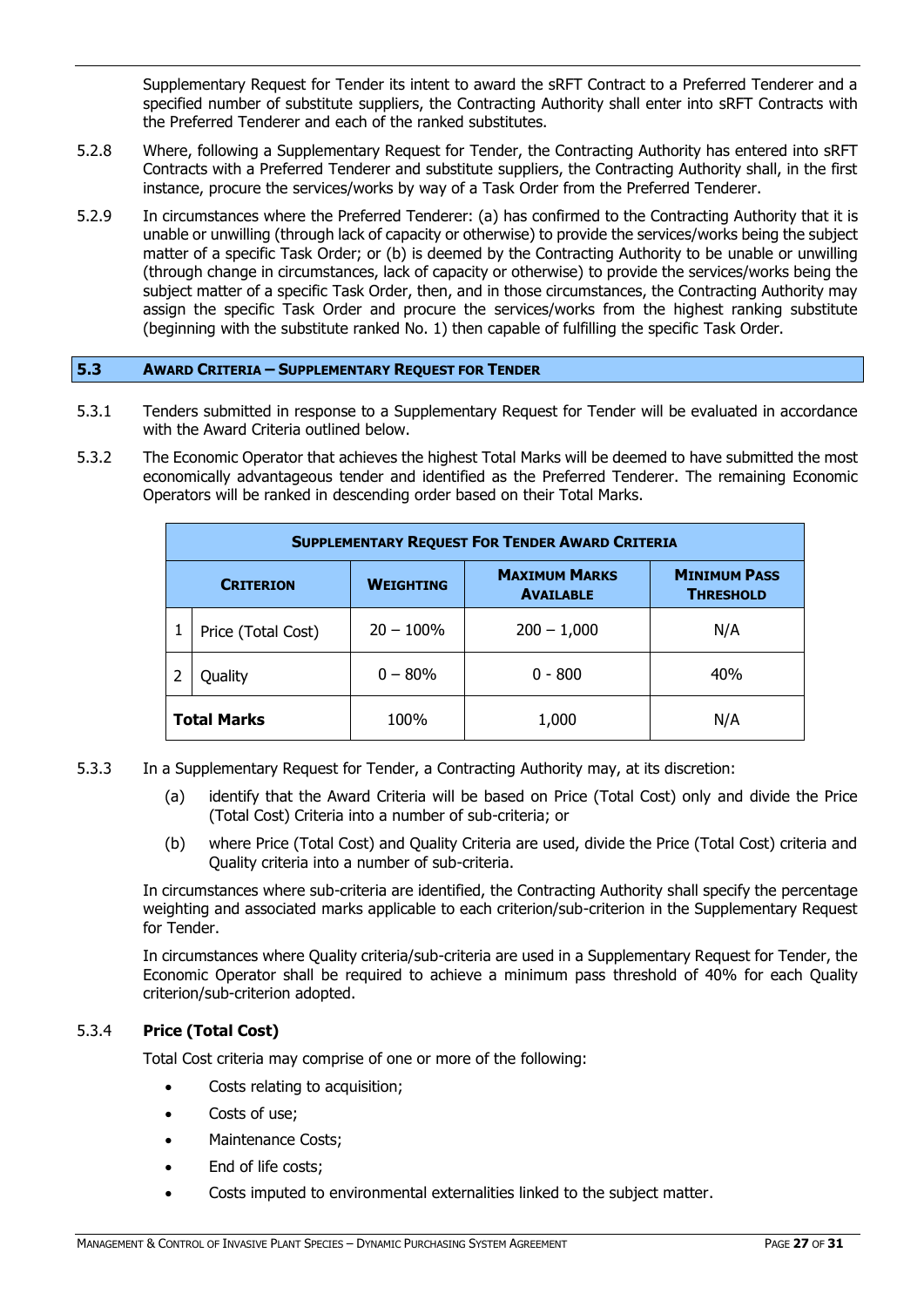Supplementary Request for Tender its intent to award the sRFT Contract to a Preferred Tenderer and a specified number of substitute suppliers, the Contracting Authority shall enter into sRFT Contracts with the Preferred Tenderer and each of the ranked substitutes.

5.2.8 Where, following a Supplementary Request for Tender, the Contracting Authority has entered into sRFT Contracts with a Preferred Tenderer and substitute suppliers, the Contracting Authority shall, in the first instance, procure the services/works by way of a Task Order from the Preferred Tenderer.

5.2.9 In circumstances where the Preferred Tenderer: (a) has confirmed to the Contracting Authority that it is unable or unwilling (through lack of capacity or otherwise) to provide the services/works being the subject matter of a specific Task Order; or (b) is deemed by the Contracting Authority to be unable or unwilling (through change in circumstances, lack of capacity or otherwise) to provide the services/works being the subject matter of a specific Task Order, then, and in those circumstances, the Contracting Authority may assign the specific Task Order and procure the services/works from the highest ranking substitute (beginning with the substitute ranked No. 1) then capable of fulfilling the specific Task Order.

## 5.3 Award Criteria – Supplementary Request for Tender

5.3.1 Tenders submitted in response to a Supplementary Request for Tender will be evaluated in accordance with the Award Criteria outlined below.

5.3.2 The Economic Operator that achieves the highest Total Marks will be deemed to have submitted the most economically advantageous tender and identified as the Preferred Tenderer. The remaining Economic Operators will be ranked in descending order based on their Total Marks.

| Supplementary Request For Tender Award Criteria | | | | |
|---|---|---|---|---|
| **Criterion** | | **Weighting** | **Maximum Marks Available** | **Minimum Pass Threshold** |
| 1 | Price (Total Cost) | 20 – 100% | 200 – 1,000 | N/A |
| 2 | Quality | 0 – 80% | 0 - 800 | 40% |
| **Total Marks** | | 100% | 1,000 | N/A |

5.3.3 In a Supplementary Request for Tender, a Contracting Authority may, at its discretion:

(a) identify that the Award Criteria will be based on Price (Total Cost) only and divide the Price (Total Cost) Criteria into a number of sub-criteria; or

(b) where Price (Total Cost) and Quality Criteria are used, divide the Price (Total Cost) criteria and Quality criteria into a number of sub-criteria.

In circumstances where sub-criteria are identified, the Contracting Authority shall specify the percentage weighting and associated marks applicable to each criterion/sub-criterion in the Supplementary Request for Tender.

In circumstances where Quality criteria/sub-criteria are used in a Supplementary Request for Tender, the Economic Operator shall be required to achieve a minimum pass threshold of 40% for each Quality criterion/sub-criterion adopted.

5.3.4 **Price (Total Cost)**

Total Cost criteria may comprise of one or more of the following:

- Costs relating to acquisition;
- Costs of use;
- Maintenance Costs;
- End of life costs;
- Costs imputed to environmental externalities linked to the subject matter.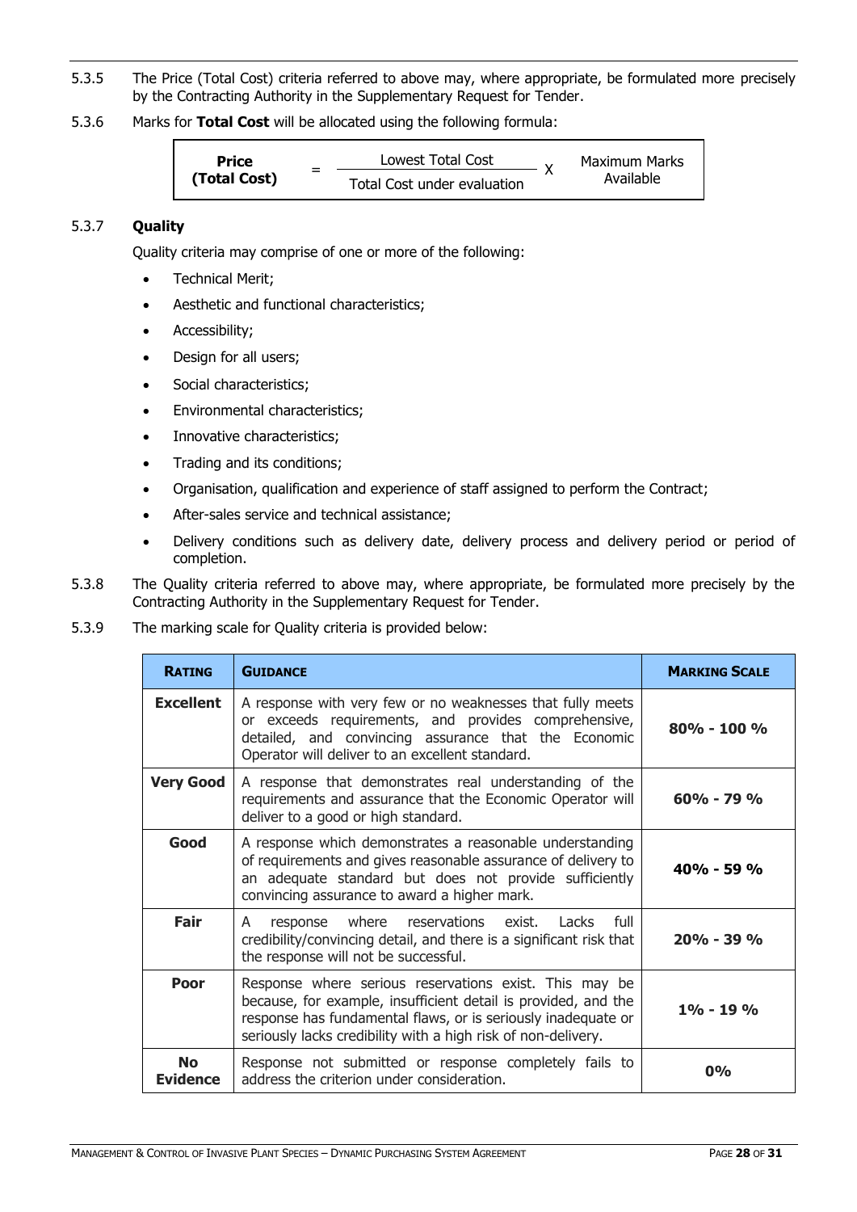5.3.5 The Price (Total Cost) criteria referred to above may, where appropriate, be formulated more precisely by the Contracting Authority in the Supplementary Request for Tender.

5.3.6 Marks for **Total Cost** will be allocated using the following formula:

$$\text{Price (Total Cost)} = \frac{\text{Lowest Total Cost}}{\text{Total Cost under evaluation}} \times \text{Maximum Marks Available}$$

### 5.3.7 Quality

Quality criteria may comprise of one or more of the following:

- Technical Merit;
- Aesthetic and functional characteristics;
- Accessibility;
- Design for all users;
- Social characteristics;
- Environmental characteristics;
- Innovative characteristics;
- Trading and its conditions;
- Organisation, qualification and experience of staff assigned to perform the Contract;
- After-sales service and technical assistance;
- Delivery conditions such as delivery date, delivery process and delivery period or period of completion.

5.3.8 The Quality criteria referred to above may, where appropriate, be formulated more precisely by the Contracting Authority in the Supplementary Request for Tender.

5.3.9 The marking scale for Quality criteria is provided below:

| RATING | GUIDANCE | MARKING SCALE |
|---|---|---|
| **Excellent** | A response with very few or no weaknesses that fully meets or exceeds requirements, and provides comprehensive, detailed, and convincing assurance that the Economic Operator will deliver to an excellent standard. | **80% - 100 %** |
| **Very Good** | A response that demonstrates real understanding of the requirements and assurance that the Economic Operator will deliver to a good or high standard. | **60% - 79 %** |
| **Good** | A response which demonstrates a reasonable understanding of requirements and gives reasonable assurance of delivery to an adequate standard but does not provide sufficiently convincing assurance to award a higher mark. | **40% - 59 %** |
| **Fair** | A response where reservations exist. Lacks full credibility/convincing detail, and there is a significant risk that the response will not be successful. | **20% - 39 %** |
| **Poor** | Response where serious reservations exist. This may be because, for example, insufficient detail is provided, and the response has fundamental flaws, or is seriously inadequate or seriously lacks credibility with a high risk of non-delivery. | **1% - 19 %** |
| **No Evidence** | Response not submitted or response completely fails to address the criterion under consideration. | **0%** |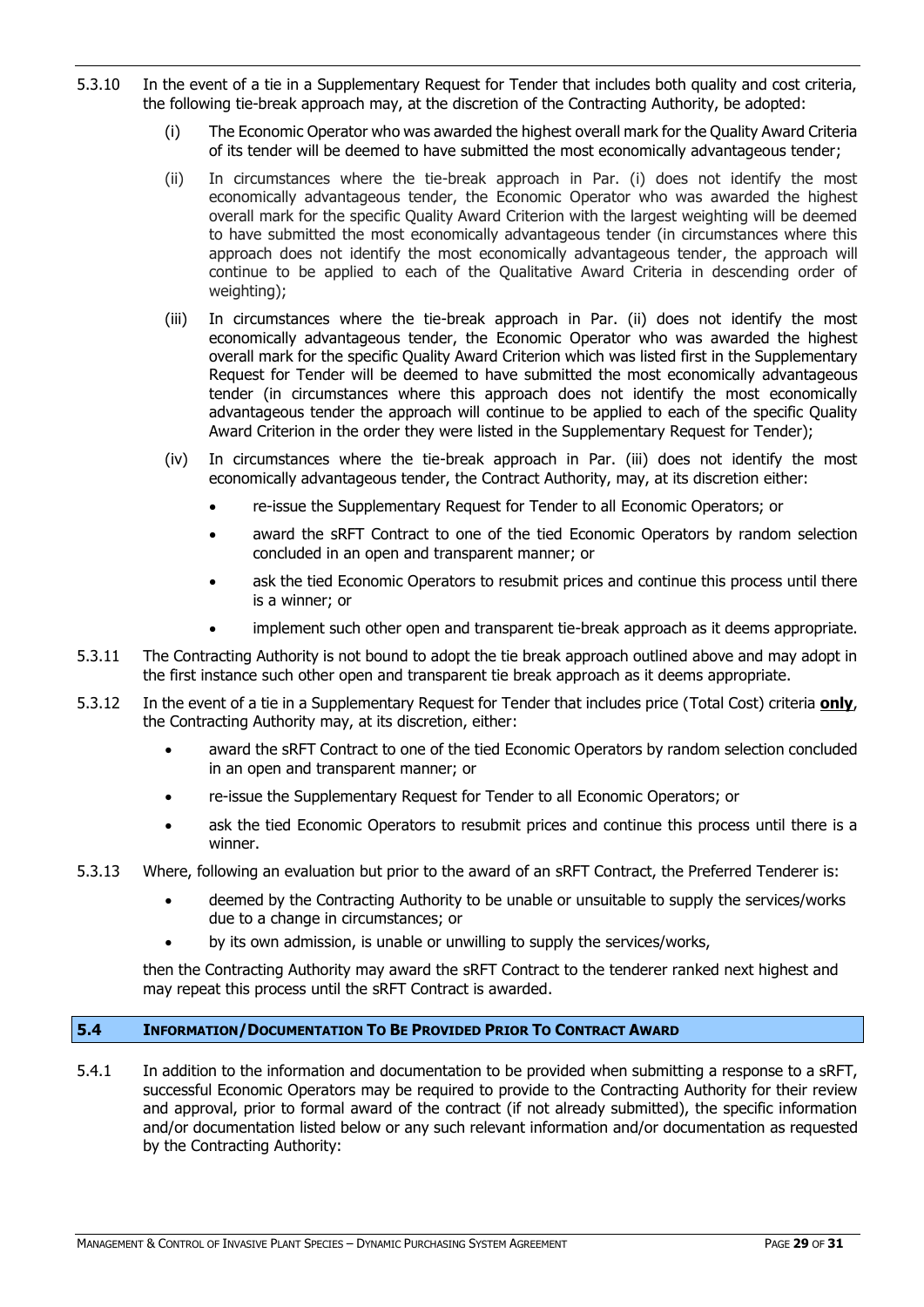5.3.10 In the event of a tie in a Supplementary Request for Tender that includes both quality and cost criteria, the following tie-break approach may, at the discretion of the Contracting Authority, be adopted:

(i) The Economic Operator who was awarded the highest overall mark for the Quality Award Criteria of its tender will be deemed to have submitted the most economically advantageous tender;

(ii) In circumstances where the tie-break approach in Par. (i) does not identify the most economically advantageous tender, the Economic Operator who was awarded the highest overall mark for the specific Quality Award Criterion with the largest weighting will be deemed to have submitted the most economically advantageous tender (in circumstances where this approach does not identify the most economically advantageous tender, the approach will continue to be applied to each of the Qualitative Award Criteria in descending order of weighting);

(iii) In circumstances where the tie-break approach in Par. (ii) does not identify the most economically advantageous tender, the Economic Operator who was awarded the highest overall mark for the specific Quality Award Criterion which was listed first in the Supplementary Request for Tender will be deemed to have submitted the most economically advantageous tender (in circumstances where this approach does not identify the most economically advantageous tender the approach will continue to be applied to each of the specific Quality Award Criterion in the order they were listed in the Supplementary Request for Tender);

(iv) In circumstances where the tie-break approach in Par. (iii) does not identify the most economically advantageous tender, the Contract Authority, may, at its discretion either:

- re-issue the Supplementary Request for Tender to all Economic Operators; or
- award the sRFT Contract to one of the tied Economic Operators by random selection concluded in an open and transparent manner; or
- ask the tied Economic Operators to resubmit prices and continue this process until there is a winner; or
- implement such other open and transparent tie-break approach as it deems appropriate.

5.3.11 The Contracting Authority is not bound to adopt the tie break approach outlined above and may adopt in the first instance such other open and transparent tie break approach as it deems appropriate.

5.3.12 In the event of a tie in a Supplementary Request for Tender that includes price (Total Cost) criteria **only**, the Contracting Authority may, at its discretion, either:

- award the sRFT Contract to one of the tied Economic Operators by random selection concluded in an open and transparent manner; or
- re-issue the Supplementary Request for Tender to all Economic Operators; or
- ask the tied Economic Operators to resubmit prices and continue this process until there is a winner.

5.3.13 Where, following an evaluation but prior to the award of an sRFT Contract, the Preferred Tenderer is:

- deemed by the Contracting Authority to be unable or unsuitable to supply the services/works due to a change in circumstances; or
- by its own admission, is unable or unwilling to supply the services/works,

then the Contracting Authority may award the sRFT Contract to the tenderer ranked next highest and may repeat this process until the sRFT Contract is awarded.

## 5.4 INFORMATION/DOCUMENTATION TO BE PROVIDED PRIOR TO CONTRACT AWARD

5.4.1 In addition to the information and documentation to be provided when submitting a response to a sRFT, successful Economic Operators may be required to provide to the Contracting Authority for their review and approval, prior to formal award of the contract (if not already submitted), the specific information and/or documentation listed below or any such relevant information and/or documentation as requested by the Contracting Authority: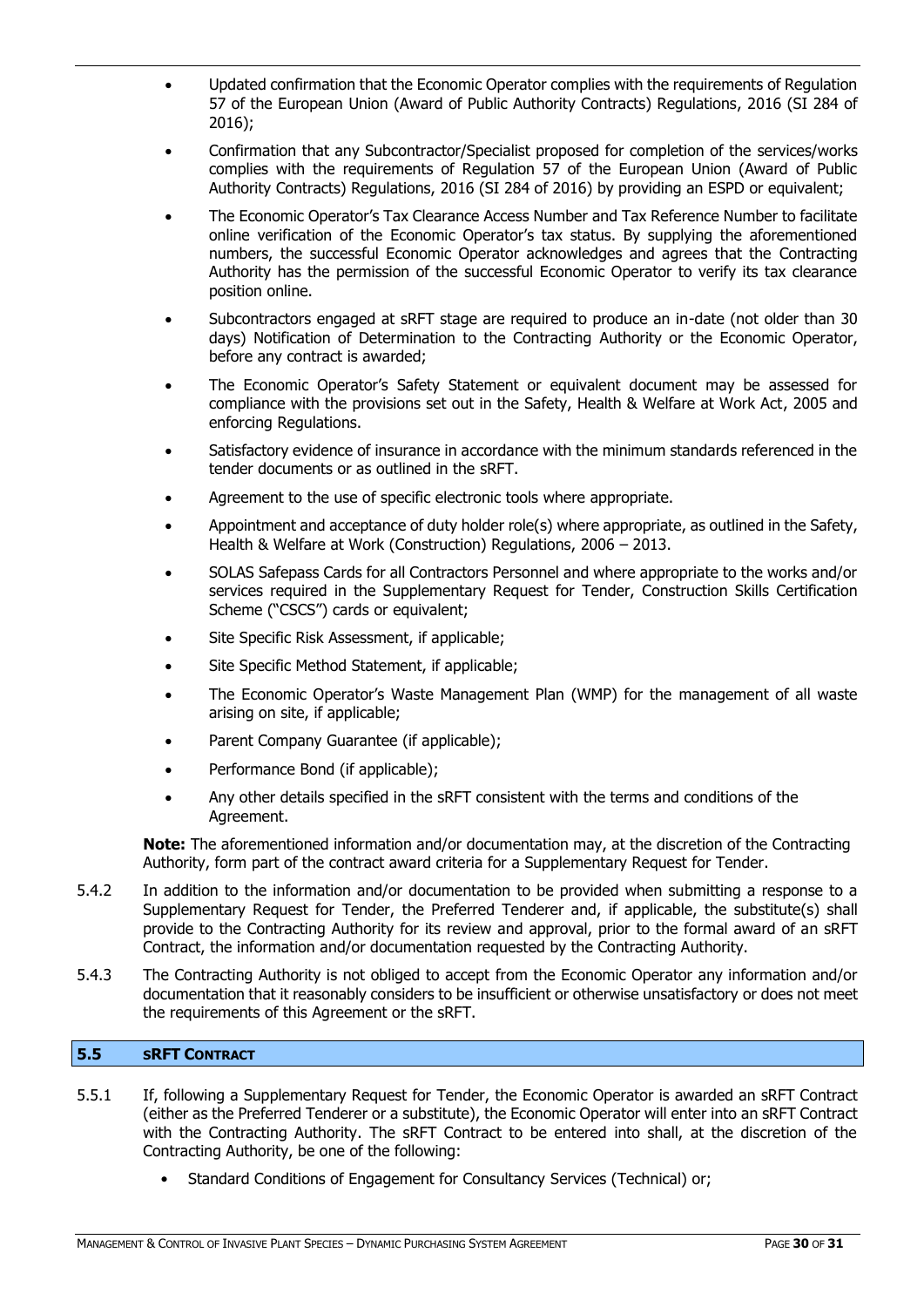- Updated confirmation that the Economic Operator complies with the requirements of Regulation 57 of the European Union (Award of Public Authority Contracts) Regulations, 2016 (SI 284 of 2016);
- Confirmation that any Subcontractor/Specialist proposed for completion of the services/works complies with the requirements of Regulation 57 of the European Union (Award of Public Authority Contracts) Regulations, 2016 (SI 284 of 2016) by providing an ESPD or equivalent;
- The Economic Operator's Tax Clearance Access Number and Tax Reference Number to facilitate online verification of the Economic Operator's tax status. By supplying the aforementioned numbers, the successful Economic Operator acknowledges and agrees that the Contracting Authority has the permission of the successful Economic Operator to verify its tax clearance position online.
- Subcontractors engaged at sRFT stage are required to produce an in-date (not older than 30 days) Notification of Determination to the Contracting Authority or the Economic Operator, before any contract is awarded;
- The Economic Operator's Safety Statement or equivalent document may be assessed for compliance with the provisions set out in the Safety, Health & Welfare at Work Act, 2005 and enforcing Regulations.
- Satisfactory evidence of insurance in accordance with the minimum standards referenced in the tender documents or as outlined in the sRFT.
- Agreement to the use of specific electronic tools where appropriate.
- Appointment and acceptance of duty holder role(s) where appropriate, as outlined in the Safety, Health & Welfare at Work (Construction) Regulations, 2006 – 2013.
- SOLAS Safepass Cards for all Contractors Personnel and where appropriate to the works and/or services required in the Supplementary Request for Tender, Construction Skills Certification Scheme ("CSCS") cards or equivalent;
- Site Specific Risk Assessment, if applicable;
- Site Specific Method Statement, if applicable;
- The Economic Operator's Waste Management Plan (WMP) for the management of all waste arising on site, if applicable;
- Parent Company Guarantee (if applicable);
- Performance Bond (if applicable);
- Any other details specified in the sRFT consistent with the terms and conditions of the Agreement.

**Note:** The aforementioned information and/or documentation may, at the discretion of the Contracting Authority, form part of the contract award criteria for a Supplementary Request for Tender.

5.4.2 In addition to the information and/or documentation to be provided when submitting a response to a Supplementary Request for Tender, the Preferred Tenderer and, if applicable, the substitute(s) shall provide to the Contracting Authority for its review and approval, prior to the formal award of an sRFT Contract, the information and/or documentation requested by the Contracting Authority.

5.4.3 The Contracting Authority is not obliged to accept from the Economic Operator any information and/or documentation that it reasonably considers to be insufficient or otherwise unsatisfactory or does not meet the requirements of this Agreement or the sRFT.

## 5.5 sRFT Contract

5.5.1 If, following a Supplementary Request for Tender, the Economic Operator is awarded an sRFT Contract (either as the Preferred Tenderer or a substitute), the Economic Operator will enter into an sRFT Contract with the Contracting Authority. The sRFT Contract to be entered into shall, at the discretion of the Contracting Authority, be one of the following:

- Standard Conditions of Engagement for Consultancy Services (Technical) or;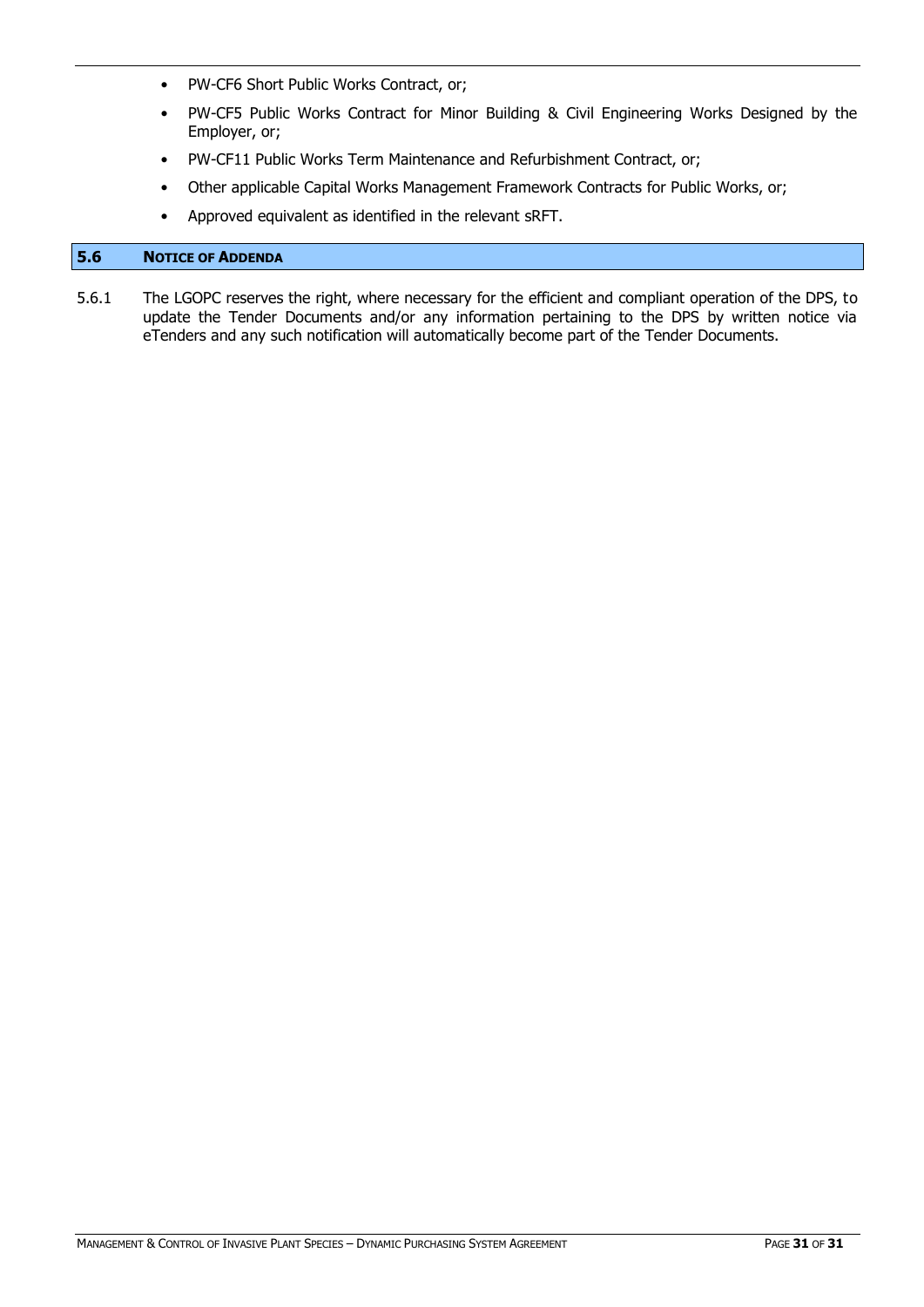- PW-CF6 Short Public Works Contract, or;
- PW-CF5 Public Works Contract for Minor Building & Civil Engineering Works Designed by the Employer, or;
- PW-CF11 Public Works Term Maintenance and Refurbishment Contract, or;
- Other applicable Capital Works Management Framework Contracts for Public Works, or;
- Approved equivalent as identified in the relevant sRFT.

## 5.6 NOTICE OF ADDENDA

5.6.1 The LGOPC reserves the right, where necessary for the efficient and compliant operation of the DPS, to update the Tender Documents and/or any information pertaining to the DPS by written notice via eTenders and any such notification will automatically become part of the Tender Documents.